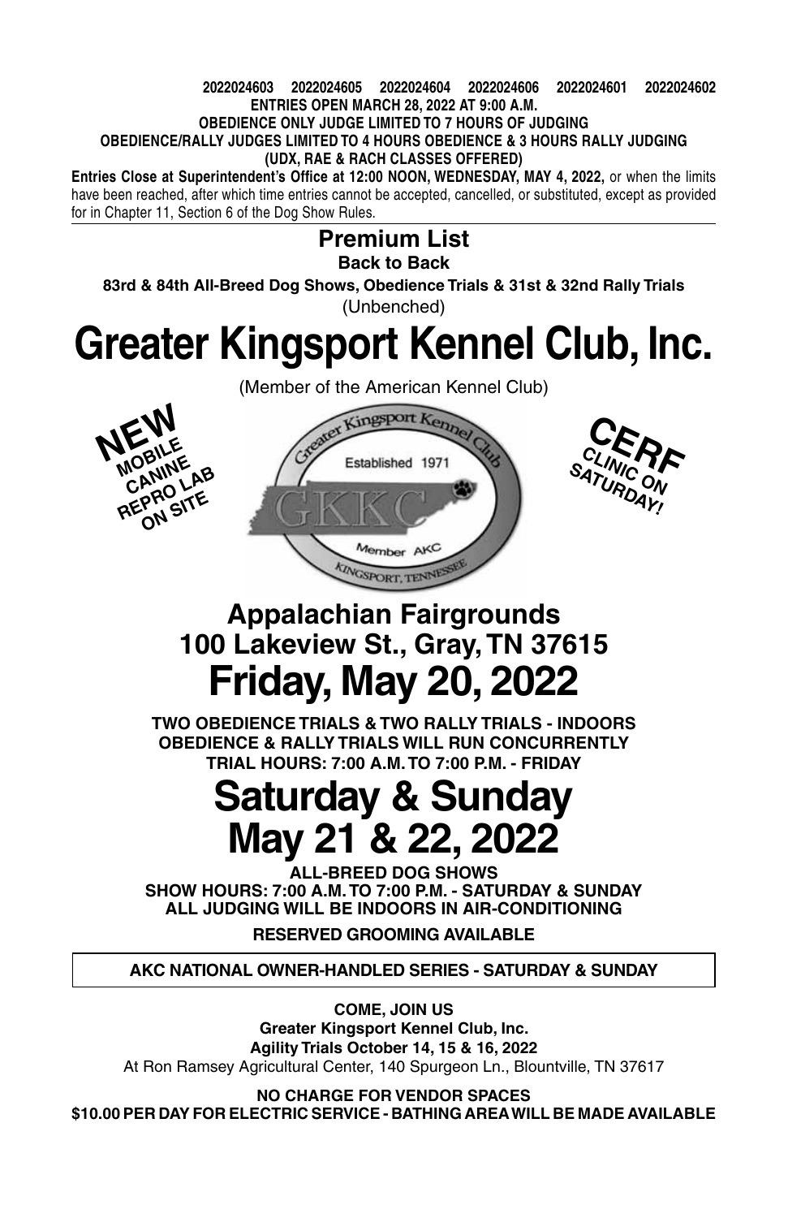**2022024603 2022024605 2022024604 2022024606 2022024601 2022024602**

**ENTRIES OPEN MARCH 28, 2022 AT 9:00 A.M.**

**OBEDIENCE ONLY JUDGE LIMITED TO 7 HOURS OF JUDGING**

**OBEDIENCE/RALLY JUDGES LIMITED TO 4 HOURS OBEDIENCE & 3 HOURS RALLY JUDGING**

**(UDX, RAE & RACH CLASSES OFFERED)**

**Entries Close at Superintendent's Office at 12:00 NOON, WEDNESDAY, MAY 4, 2022,** or when the limits have been reached, after which time entries cannot be accepted, cancelled, or substituted, except as provided for in Chapter 11, Section 6 of the Dog Show Rules.

---

## Premium List

**Back to Back**

**83rd & 84th All-Breed Dog Shows, Obedience Trials & 31st & 32nd Rally Trials**

(Unbenched)

# Greater Kingsport Kennel Club, Inc.

(Member of the American Kennel Club)

**NEW MOBILE CANINE REPRO LAB ON SITE**

Greater Kingsport Kennel Club
Established 1971
GKKC
Member AKC
KINGSPORT, TENNESSEE

**CERF CLINIC ON SATURDAY!**

## Appalachian Fairgrounds
## 100 Lakeview St., Gray, TN 37615

# Friday, May 20, 2022

**TWO OBEDIENCE TRIALS & TWO RALLY TRIALS - INDOORS**

**OBEDIENCE & RALLY TRIALS WILL RUN CONCURRENTLY**

**TRIAL HOURS: 7:00 A.M. TO 7:00 P.M. - FRIDAY**

# Saturday & Sunday
# May 21 & 22, 2022

**ALL-BREED DOG SHOWS**

**SHOW HOURS: 7:00 A.M. TO 7:00 P.M. - SATURDAY & SUNDAY**

**ALL JUDGING WILL BE INDOORS IN AIR-CONDITIONING**

**RESERVED GROOMING AVAILABLE**

**AKC NATIONAL OWNER-HANDLED SERIES - SATURDAY & SUNDAY**

**COME, JOIN US**

**Greater Kingsport Kennel Club, Inc.**

**Agility Trials October 14, 15 & 16, 2022**

At Ron Ramsey Agricultural Center, 140 Spurgeon Ln., Blountville, TN 37617

**NO CHARGE FOR VENDOR SPACES**

**$10.00 PER DAY FOR ELECTRIC SERVICE - BATHING AREA WILL BE MADE AVAILABLE**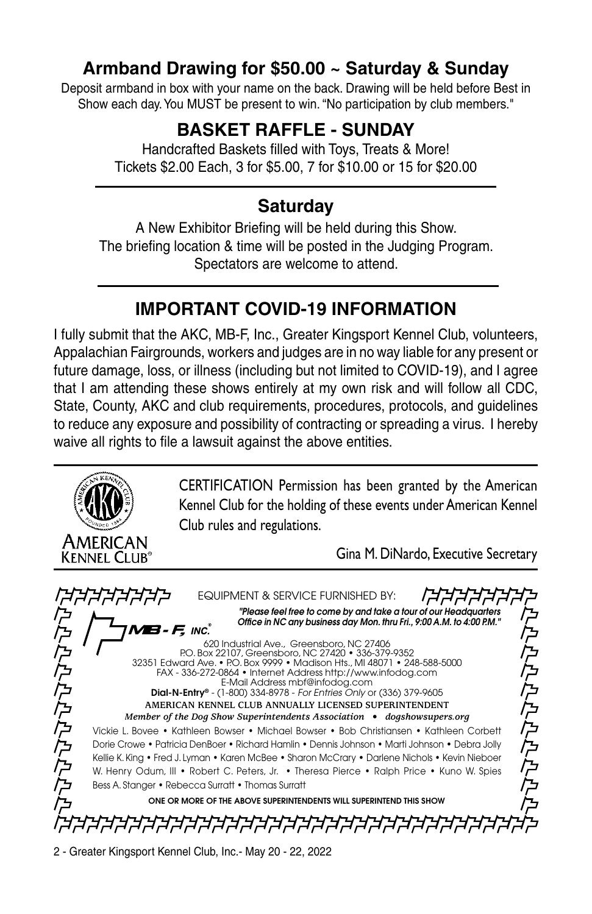## Armband Drawing for $50.00 ~ Saturday & Sunday

Deposit armband in box with your name on the back. Drawing will be held before Best in Show each day. You MUST be present to win. "No participation by club members."

## BASKET RAFFLE - SUNDAY

Handcrafted Baskets filled with Toys, Treats & More!
Tickets $2.00 Each, 3 for $5.00, 7 for $10.00 or 15 for $20.00

## Saturday

A New Exhibitor Briefing will be held during this Show.
The briefing location & time will be posted in the Judging Program.
Spectators are welcome to attend.

## IMPORTANT COVID-19 INFORMATION

I fully submit that the AKC, MB-F, Inc., Greater Kingsport Kennel Club, volunteers, Appalachian Fairgrounds, workers and judges are in no way liable for any present or future damage, loss, or illness (including but not limited to COVID-19), and I agree that I am attending these shows entirely at my own risk and will follow all CDC, State, County, AKC and club requirements, procedures, protocols, and guidelines to reduce any exposure and possibility of contracting or spreading a virus. I hereby waive all rights to file a lawsuit against the above entities.

AMERICAN KENNEL CLUB®

CERTIFICATION Permission has been granted by the American Kennel Club for the holding of these events under American Kennel Club rules and regulations.

Gina M. DiNardo, Executive Secretary

EQUIPMENT & SERVICE FURNISHED BY:

**MB-F, INC.®**

***"Please feel free to come by and take a tour of our Headquarters Office in NC any business day Mon. thru Fri., 9:00 A.M. to 4:00 P.M."***

620 Industrial Ave., Greensboro, NC 27406
P.O. Box 22107, Greensboro, NC 27420 • 336-379-9352
32351 Edward Ave. • P.O. Box 9999 • Madison Hts., MI 48071 • 248-588-5000
FAX - 336-272-0864 • Internet Address http://www.infodog.com
E-Mail Address mbf@infodog.com
**Dial-N-Entry®** - (1-800) 334-8978 - *For Entries Only* or (336) 379-9605
AMERICAN KENNEL CLUB ANNUALLY LICENSED SUPERINTENDENT
*Member of the Dog Show Superintendents Association • dogshowsupers.org*

Vickie L. Bovee • Kathleen Bowser • Michael Bowser • Bob Christiansen • Kathleen Corbett
Dorie Crowe • Patricia DenBoer • Richard Hamlin • Dennis Johnson • Marti Johnson • Debra Jolly
Kellie K. King • Fred J. Lyman • Karen McBee • Sharon McCrary • Darlene Nichols • Kevin Nieboer
W. Henry Odum, III • Robert C. Peters, Jr. • Theresa Pierce • Ralph Price • Kuno W. Spies
Bess A. Stanger • Rebecca Surratt • Thomas Surratt

ONE OR MORE OF THE ABOVE SUPERINTENDENTS WILL SUPERINTEND THIS SHOW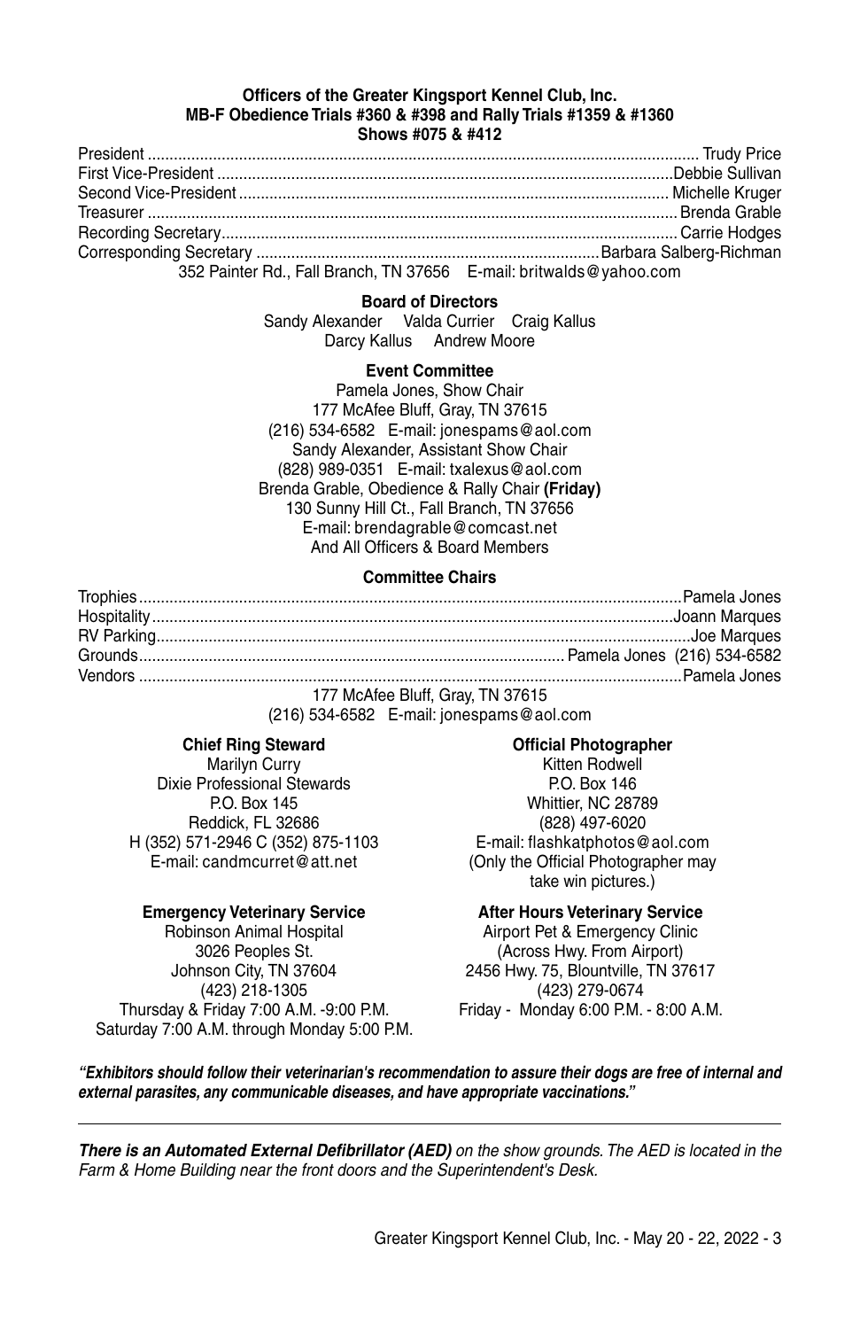**Officers of the Greater Kingsport Kennel Club, Inc.**
**MB-F Obedience Trials #360 & #398 and Rally Trials #1359 & #1360**
**Shows #075 & #412**

President .................................................... Trudy Price
First Vice-President .................................................... Debbie Sullivan
Second Vice-President .................................................... Michelle Kruger
Treasurer .................................................... Brenda Grable
Recording Secretary .................................................... Carrie Hodges
Corresponding Secretary .................................................... Barbara Salberg-Richman
352 Painter Rd., Fall Branch, TN 37656 E-mail: britwalds@yahoo.com

**Board of Directors**

Sandy Alexander Valda Currier Craig Kallus
Darcy Kallus Andrew Moore

**Event Committee**

Pamela Jones, Show Chair
177 McAfee Bluff, Gray, TN 37615
(216) 534-6582 E-mail: jonespams@aol.com
Sandy Alexander, Assistant Show Chair
(828) 989-0351 E-mail: txalexus@aol.com
Brenda Grable, Obedience & Rally Chair **(Friday)**
130 Sunny Hill Ct., Fall Branch, TN 37656
E-mail: brendagrable@comcast.net
And All Officers & Board Members

**Committee Chairs**

Trophies .................................................... Pamela Jones
Hospitality .................................................... Joann Marques
RV Parking .................................................... Joe Marques
Grounds .................................................... Pamela Jones (216) 534-6582
Vendors .................................................... Pamela Jones
177 McAfee Bluff, Gray, TN 37615
(216) 534-6582 E-mail: jonespams@aol.com

**Chief Ring Steward**
Marilyn Curry
Dixie Professional Stewards
P.O. Box 145
Reddick, FL 32686
H (352) 571-2946 C (352) 875-1103
E-mail: candmcurret@att.net

**Official Photographer**
Kitten Rodwell
P.O. Box 146
Whittier, NC 28789
(828) 497-6020
E-mail: flashkatphotos@aol.com
(Only the Official Photographer may take win pictures.)

**Emergency Veterinary Service**
Robinson Animal Hospital
3026 Peoples St.
Johnson City, TN 37604
(423) 218-1305
Thursday & Friday 7:00 A.M. -9:00 P.M.
Saturday 7:00 A.M. through Monday 5:00 P.M.

**After Hours Veterinary Service**
Airport Pet & Emergency Clinic
(Across Hwy. From Airport)
2456 Hwy. 75, Blountville, TN 37617
(423) 279-0674
Friday - Monday 6:00 P.M. - 8:00 A.M.

***"Exhibitors should follow their veterinarian's recommendation to assure their dogs are free of internal and external parasites, any communicable diseases, and have appropriate vaccinations."***

---

***There is an Automated External Defibrillator (AED)*** *on the show grounds. The AED is located in the Farm & Home Building near the front doors and the Superintendent's Desk.*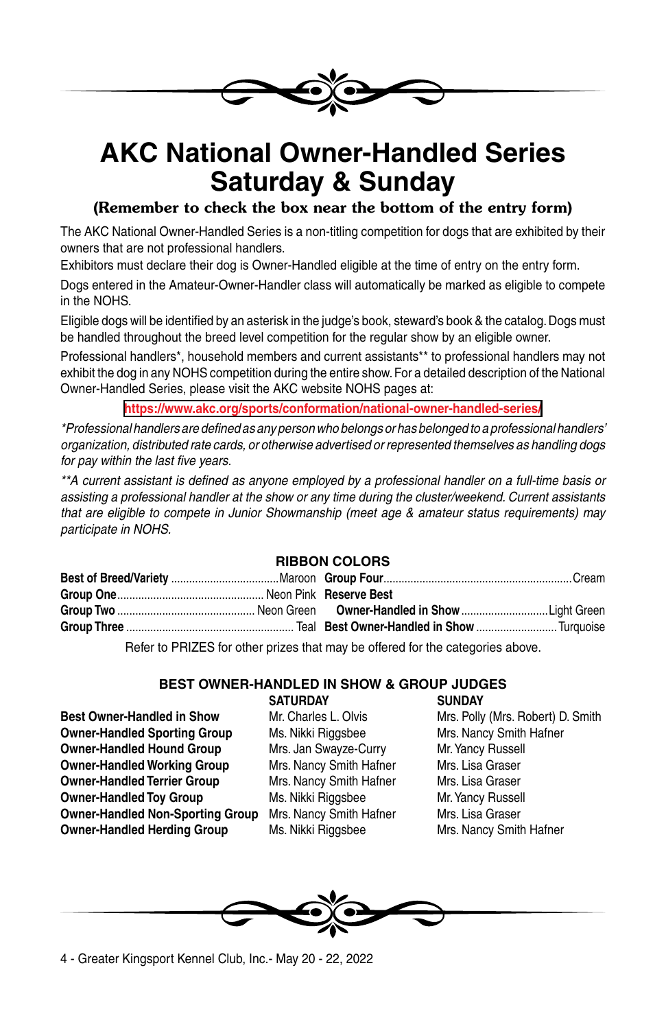# AKC National Owner-Handled Series
# Saturday & Sunday

**(Remember to check the box near the bottom of the entry form)**

The AKC National Owner-Handled Series is a non-titling competition for dogs that are exhibited by their owners that are not professional handlers.

Exhibitors must declare their dog is Owner-Handled eligible at the time of entry on the entry form.

Dogs entered in the Amateur-Owner-Handler class will automatically be marked as eligible to compete in the NOHS.

Eligible dogs will be identified by an asterisk in the judge's book, steward's book & the catalog. Dogs must be handled throughout the breed level competition for the regular show by an eligible owner.

Professional handlers*, household members and current assistants** to professional handlers may not exhibit the dog in any NOHS competition during the entire show. For a detailed description of the National Owner-Handled Series, please visit the AKC website NOHS pages at:

https://www.akc.org/sports/conformation/national-owner-handled-series/

*\*Professional handlers are defined as any person who belongs or has belonged to a professional handlers' organization, distributed rate cards, or otherwise advertised or represented themselves as handling dogs for pay within the last five years.*

*\*\*A current assistant is defined as anyone employed by a professional handler on a full-time basis or assisting a professional handler at the show or any time during the cluster/weekend. Current assistants that are eligible to compete in Junior Showmanship (meet age & amateur status requirements) may participate in NOHS.*

### RIBBON COLORS

| | | | |
|---|---|---|---|
| **Best of Breed/Variety** | Maroon | **Group Four** | Cream |
| **Group One** | Neon Pink | **Reserve Best Owner-Handled in Show** | Light Green |
| **Group Two** | Neon Green | | |
| **Group Three** | Teal | **Best Owner-Handled in Show** | Turquoise |

Refer to PRIZES for other prizes that may be offered for the categories above.

### BEST OWNER-HANDLED IN SHOW & GROUP JUDGES

| | SATURDAY | SUNDAY |
|---|---|---|
| **Best Owner-Handled in Show** | Mr. Charles L. Olvis | Mrs. Polly (Mrs. Robert) D. Smith |
| **Owner-Handled Sporting Group** | Ms. Nikki Riggsbee | Mrs. Nancy Smith Hafner |
| **Owner-Handled Hound Group** | Mrs. Jan Swayze-Curry | Mr. Yancy Russell |
| **Owner-Handled Working Group** | Mrs. Nancy Smith Hafner | Mrs. Lisa Graser |
| **Owner-Handled Terrier Group** | Mrs. Nancy Smith Hafner | Mrs. Lisa Graser |
| **Owner-Handled Toy Group** | Ms. Nikki Riggsbee | Mr. Yancy Russell |
| **Owner-Handled Non-Sporting Group** | Mrs. Nancy Smith Hafner | Mrs. Lisa Graser |
| **Owner-Handled Herding Group** | Ms. Nikki Riggsbee | Mrs. Nancy Smith Hafner |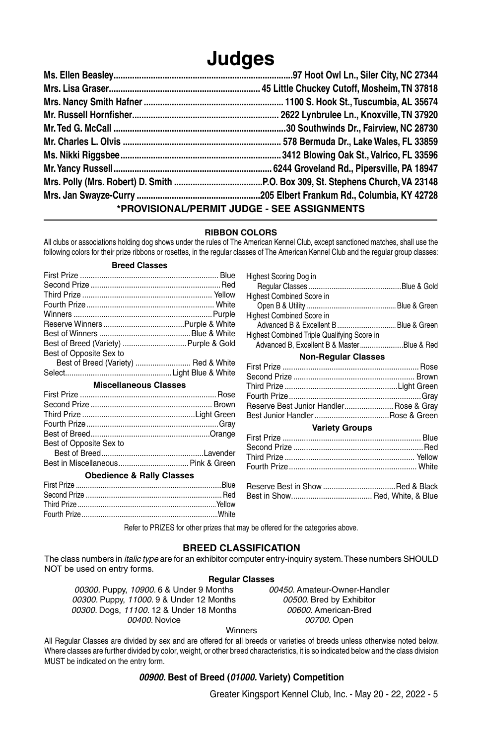# Judges

| | |
|---|---|
| **Ms. Ellen Beasley** | **97 Hoot Owl Ln., Siler City, NC 27344** |
| **Mrs. Lisa Graser** | **45 Little Chuckey Cutoff, Mosheim, TN 37818** |
| **Mrs. Nancy Smith Hafner** | **1100 S. Hook St., Tuscumbia, AL 35674** |
| **Mr. Russell Hornfisher** | **2622 Lynbrulee Ln., Knoxville, TN 37920** |
| **Mr. Ted G. McCall** | **30 Southwinds Dr., Fairview, NC 28730** |
| **Mr. Charles L. Olvis** | **578 Bermuda Dr., Lake Wales, FL 33859** |
| **Ms. Nikki Riggsbee** | **3412 Blowing Oak St., Valrico, FL 33596** |
| **Mr. Yancy Russell** | **6244 Groveland Rd., Pipersville, PA 18947** |
| **Mrs. Polly (Mrs. Robert) D. Smith** | **P.O. Box 309, St. Stephens Church, VA 23148** |
| **Mrs. Jan Swayze-Curry** | **205 Elbert Frankum Rd., Columbia, KY 42728** |

**\*PROVISIONAL/PERMIT JUDGE - SEE ASSIGNMENTS**

## RIBBON COLORS

All clubs or associations holding dog shows under the rules of The American Kennel Club, except sanctioned matches, shall use the following colors for their prize ribbons or rosettes, in the regular classes of The American Kennel Club and the regular group classes:

### Breed Classes

| | |
|---|---|
| First Prize | Blue |
| Second Prize | Red |
| Third Prize | Yellow |
| Fourth Prize | White |
| Winners | Purple |
| Reserve Winners | Purple & White |
| Best of Winners | Blue & White |
| Best of Breed (Variety) | Purple & Gold |
| Best of Opposite Sex to Best of Breed (Variety) | Red & White |
| Select | Light Blue & White |

### Miscellaneous Classes

| | |
|---|---|
| First Prize | Rose |
| Second Prize | Brown |
| Third Prize | Light Green |
| Fourth Prize | Gray |
| Best of Breed | Orange |
| Best of Opposite Sex to Best of Breed | Lavender |
| Best in Miscellaneous | Pink & Green |

### Obedience & Rally Classes

| | |
|---|---|
| First Prize | Blue |
| Second Prize | Red |
| Third Prize | Yellow |
| Fourth Prize | White |

| | |
|---|---|
| Highest Scoring Dog in Regular Classes | Blue & Gold |
| Highest Combined Score in Open B & Utility | Blue & Green |
| Highest Combined Score in Advanced B & Excellent B | Blue & Green |
| Highest Combined Triple Qualifying Score in Advanced B, Excellent B & Master | Blue & Red |

### Non-Regular Classes

| | |
|---|---|
| First Prize | Rose |
| Second Prize | Brown |
| Third Prize | Light Green |
| Fourth Prize | Gray |
| Reserve Best Junior Handler | Rose & Gray |
| Best Junior Handler | Rose & Green |

### Variety Groups

| | |
|---|---|
| First Prize | Blue |
| Second Prize | Red |
| Third Prize | Yellow |
| Fourth Prize | White |

| | |
|---|---|
| Reserve Best in Show | Red & Black |
| Best in Show | Red, White, & Blue |

Refer to PRIZES for other prizes that may be offered for the categories above.

## BREED CLASSIFICATION

The class numbers in *italic type* are for an exhibitor computer entry-inquiry system. These numbers SHOULD NOT be used on entry forms.

### Regular Classes

*00300.* Puppy, *10900.* 6 & Under 9 Months
*00300.* Puppy, *11000.* 9 & Under 12 Months
*00300.* Dogs, *11100.* 12 & Under 18 Months
*00400.* Novice
*00450.* Amateur-Owner-Handler
*00500.* Bred by Exhibitor
*00600.* American-Bred
*00700.* Open

Winners

All Regular Classes are divided by sex and are offered for all breeds or varieties of breeds unless otherwise noted below. Where classes are further divided by color, weight, or other breed characteristics, it is so indicated below and the class division MUST be indicated on the entry form.

**_00900._ Best of Breed (_01000._ Variety) Competition**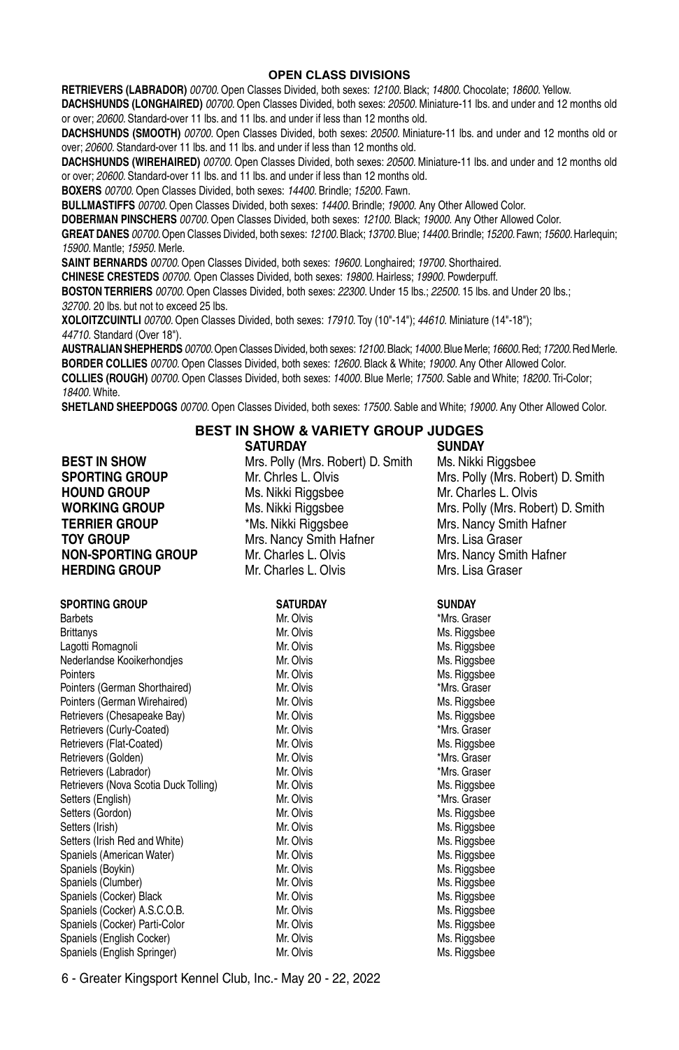## OPEN CLASS DIVISIONS

**RETRIEVERS (LABRADOR)** *00700.* Open Classes Divided, both sexes: *12100.* Black; *14800.* Chocolate; *18600.* Yellow.

**DACHSHUNDS (LONGHAIRED)** *00700.* Open Classes Divided, both sexes: *20500.* Miniature-11 lbs. and under and 12 months old or over; *20600.* Standard-over 11 lbs. and 11 lbs. and under if less than 12 months old.

**DACHSHUNDS (SMOOTH)** *00700.* Open Classes Divided, both sexes: *20500.* Miniature-11 lbs. and under and 12 months old or over; *20600.* Standard-over 11 lbs. and 11 lbs. and under if less than 12 months old.

**DACHSHUNDS (WIREHAIRED)** *00700.* Open Classes Divided, both sexes: *20500.* Miniature-11 lbs. and under and 12 months old or over; *20600.* Standard-over 11 lbs. and 11 lbs. and under if less than 12 months old.

**BOXERS** *00700.* Open Classes Divided, both sexes: *14400.* Brindle; *15200.* Fawn.

**BULLMASTIFFS** *00700.* Open Classes Divided, both sexes: *14400.* Brindle; *19000.* Any Other Allowed Color.

**DOBERMAN PINSCHERS** *00700.* Open Classes Divided, both sexes: *12100.* Black; *19000.* Any Other Allowed Color.

**GREAT DANES** *00700.* Open Classes Divided, both sexes: *12100.* Black; *13700.* Blue; *14400.* Brindle; *15200.* Fawn; *15600.* Harlequin; *15900.* Mantle; *15950.* Merle.

**SAINT BERNARDS** *00700.* Open Classes Divided, both sexes: *19600.* Longhaired; *19700.* Shorthaired.

**CHINESE CRESTEDS** *00700.* Open Classes Divided, both sexes: *19800.* Hairless; *19900.* Powderpuff.

**BOSTON TERRIERS** *00700.* Open Classes Divided, both sexes: *22300.* Under 15 lbs.; *22500.* 15 lbs. and Under 20 lbs.; *32700.* 20 lbs. but not to exceed 25 lbs.

**XOLOITZCUINTLI** *00700.* Open Classes Divided, both sexes: *17910.* Toy (10"-14"); *44610.* Miniature (14"-18"); *44710.* Standard (Over 18").

**AUSTRALIAN SHEPHERDS** *00700.* Open Classes Divided, both sexes: *12100.* Black; *14000.* Blue Merle; *16600.* Red; *17200.* Red Merle.

**BORDER COLLIES** *00700.* Open Classes Divided, both sexes: *12600.* Black & White; *19000.* Any Other Allowed Color.

**COLLIES (ROUGH)** *00700.* Open Classes Divided, both sexes: *14000.* Blue Merle; *17500.* Sable and White; *18200.* Tri-Color; *18400.* White.

**SHETLAND SHEEPDOGS** *00700.* Open Classes Divided, both sexes: *17500.* Sable and White; *19000.* Any Other Allowed Color.

## BEST IN SHOW & VARIETY GROUP JUDGES

| | SATURDAY | SUNDAY |
|---|---|---|
| **BEST IN SHOW** | Mrs. Polly (Mrs. Robert) D. Smith | Ms. Nikki Riggsbee |
| **SPORTING GROUP** | Mr. Chrles L. Olvis | Mrs. Polly (Mrs. Robert) D. Smith |
| **HOUND GROUP** | Ms. Nikki Riggsbee | Mr. Charles L. Olvis |
| **WORKING GROUP** | Ms. Nikki Riggsbee | Mrs. Polly (Mrs. Robert) D. Smith |
| **TERRIER GROUP** | *Ms. Nikki Riggsbee | Mrs. Nancy Smith Hafner |
| **TOY GROUP** | Mrs. Nancy Smith Hafner | Mrs. Lisa Graser |
| **NON-SPORTING GROUP** | Mr. Charles L. Olvis | Mrs. Nancy Smith Hafner |
| **HERDING GROUP** | Mr. Charles L. Olvis | Mrs. Lisa Graser |

| SPORTING GROUP | SATURDAY | SUNDAY |
|---|---|---|
| Barbets | Mr. Olvis | *Mrs. Graser |
| Brittanys | Mr. Olvis | Ms. Riggsbee |
| Lagotti Romagnoli | Mr. Olvis | Ms. Riggsbee |
| Nederlandse Kooikerhondjes | Mr. Olvis | Ms. Riggsbee |
| Pointers | Mr. Olvis | Ms. Riggsbee |
| Pointers (German Shorthaired) | Mr. Olvis | *Mrs. Graser |
| Pointers (German Wirehaired) | Mr. Olvis | Ms. Riggsbee |
| Retrievers (Chesapeake Bay) | Mr. Olvis | Ms. Riggsbee |
| Retrievers (Curly-Coated) | Mr. Olvis | *Mrs. Graser |
| Retrievers (Flat-Coated) | Mr. Olvis | Ms. Riggsbee |
| Retrievers (Golden) | Mr. Olvis | *Mrs. Graser |
| Retrievers (Labrador) | Mr. Olvis | *Mrs. Graser |
| Retrievers (Nova Scotia Duck Tolling) | Mr. Olvis | Ms. Riggsbee |
| Setters (English) | Mr. Olvis | *Mrs. Graser |
| Setters (Gordon) | Mr. Olvis | Ms. Riggsbee |
| Setters (Irish) | Mr. Olvis | Ms. Riggsbee |
| Setters (Irish Red and White) | Mr. Olvis | Ms. Riggsbee |
| Spaniels (American Water) | Mr. Olvis | Ms. Riggsbee |
| Spaniels (Boykin) | Mr. Olvis | Ms. Riggsbee |
| Spaniels (Clumber) | Mr. Olvis | Ms. Riggsbee |
| Spaniels (Cocker) Black | Mr. Olvis | Ms. Riggsbee |
| Spaniels (Cocker) A.S.C.O.B. | Mr. Olvis | Ms. Riggsbee |
| Spaniels (Cocker) Parti-Color | Mr. Olvis | Ms. Riggsbee |
| Spaniels (English Cocker) | Mr. Olvis | Ms. Riggsbee |
| Spaniels (English Springer) | Mr. Olvis | Ms. Riggsbee |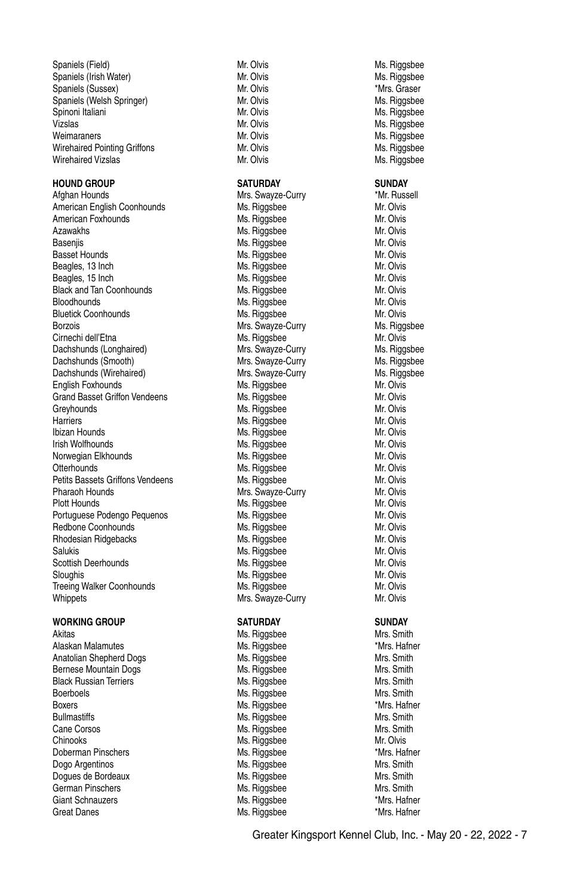| | | |
|---|---|---|
| Spaniels (Field) | Mr. Olvis | Ms. Riggsbee |
| Spaniels (Irish Water) | Mr. Olvis | Ms. Riggsbee |
| Spaniels (Sussex) | Mr. Olvis | *Mrs. Graser |
| Spaniels (Welsh Springer) | Mr. Olvis | Ms. Riggsbee |
| Spinoni Italiani | Mr. Olvis | Ms. Riggsbee |
| Vizslas | Mr. Olvis | Ms. Riggsbee |
| Weimaraners | Mr. Olvis | Ms. Riggsbee |
| Wirehaired Pointing Griffons | Mr. Olvis | Ms. Riggsbee |
| Wirehaired Vizslas | Mr. Olvis | Ms. Riggsbee |

| **HOUND GROUP** | **SATURDAY** | **SUNDAY** |
|---|---|---|
| Afghan Hounds | Mrs. Swayze-Curry | *Mr. Russell |
| American English Coonhounds | Ms. Riggsbee | Mr. Olvis |
| American Foxhounds | Ms. Riggsbee | Mr. Olvis |
| Azawakhs | Ms. Riggsbee | Mr. Olvis |
| Basenjis | Ms. Riggsbee | Mr. Olvis |
| Basset Hounds | Ms. Riggsbee | Mr. Olvis |
| Beagles, 13 Inch | Ms. Riggsbee | Mr. Olvis |
| Beagles, 15 Inch | Ms. Riggsbee | Mr. Olvis |
| Black and Tan Coonhounds | Ms. Riggsbee | Mr. Olvis |
| Bloodhounds | Ms. Riggsbee | Mr. Olvis |
| Bluetick Coonhounds | Ms. Riggsbee | Mr. Olvis |
| Borzois | Mrs. Swayze-Curry | Ms. Riggsbee |
| Cirnechi dell'Etna | Ms. Riggsbee | Mr. Olvis |
| Dachshunds (Longhaired) | Mrs. Swayze-Curry | Ms. Riggsbee |
| Dachshunds (Smooth) | Mrs. Swayze-Curry | Ms. Riggsbee |
| Dachshunds (Wirehaired) | Mrs. Swayze-Curry | Ms. Riggsbee |
| English Foxhounds | Ms. Riggsbee | Mr. Olvis |
| Grand Basset Griffon Vendeens | Ms. Riggsbee | Mr. Olvis |
| Greyhounds | Ms. Riggsbee | Mr. Olvis |
| Harriers | Ms. Riggsbee | Mr. Olvis |
| Ibizan Hounds | Ms. Riggsbee | Mr. Olvis |
| Irish Wolfhounds | Ms. Riggsbee | Mr. Olvis |
| Norwegian Elkhounds | Ms. Riggsbee | Mr. Olvis |
| Otterhounds | Ms. Riggsbee | Mr. Olvis |
| Petits Bassets Griffons Vendeens | Ms. Riggsbee | Mr. Olvis |
| Pharaoh Hounds | Mrs. Swayze-Curry | Mr. Olvis |
| Plott Hounds | Ms. Riggsbee | Mr. Olvis |
| Portuguese Podengo Pequenos | Ms. Riggsbee | Mr. Olvis |
| Redbone Coonhounds | Ms. Riggsbee | Mr. Olvis |
| Rhodesian Ridgebacks | Ms. Riggsbee | Mr. Olvis |
| Salukis | Ms. Riggsbee | Mr. Olvis |
| Scottish Deerhounds | Ms. Riggsbee | Mr. Olvis |
| Sloughis | Ms. Riggsbee | Mr. Olvis |
| Treeing Walker Coonhounds | Ms. Riggsbee | Mr. Olvis |
| Whippets | Mrs. Swayze-Curry | Mr. Olvis |

| **WORKING GROUP** | **SATURDAY** | **SUNDAY** |
|---|---|---|
| Akitas | Ms. Riggsbee | Mrs. Smith |
| Alaskan Malamutes | Ms. Riggsbee | *Mrs. Hafner |
| Anatolian Shepherd Dogs | Ms. Riggsbee | Mrs. Smith |
| Bernese Mountain Dogs | Ms. Riggsbee | Mrs. Smith |
| Black Russian Terriers | Ms. Riggsbee | Mrs. Smith |
| Boerboels | Ms. Riggsbee | Mrs. Smith |
| Boxers | Ms. Riggsbee | *Mrs. Hafner |
| Bullmastiffs | Ms. Riggsbee | Mrs. Smith |
| Cane Corsos | Ms. Riggsbee | Mrs. Smith |
| Chinooks | Ms. Riggsbee | Mr. Olvis |
| Doberman Pinschers | Ms. Riggsbee | *Mrs. Hafner |
| Dogo Argentinos | Ms. Riggsbee | Mrs. Smith |
| Dogues de Bordeaux | Ms. Riggsbee | Mrs. Smith |
| German Pinschers | Ms. Riggsbee | Mrs. Smith |
| Giant Schnauzers | Ms. Riggsbee | *Mrs. Hafner |
| Great Danes | Ms. Riggsbee | *Mrs. Hafner |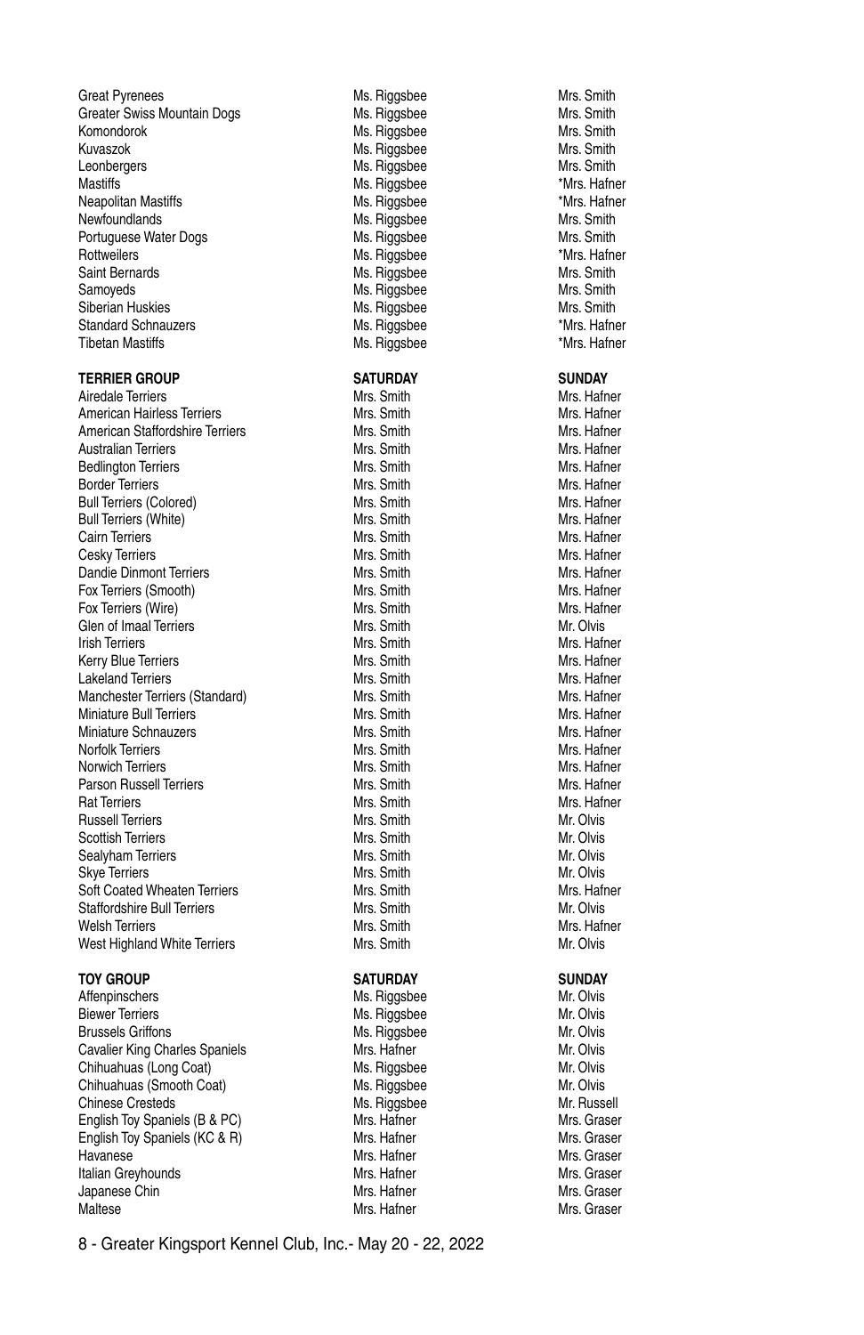| | | |
|---|---|---|
| Great Pyrenees | Ms. Riggsbee | Mrs. Smith |
| Greater Swiss Mountain Dogs | Ms. Riggsbee | Mrs. Smith |
| Komondorok | Ms. Riggsbee | Mrs. Smith |
| Kuvaszok | Ms. Riggsbee | Mrs. Smith |
| Leonbergers | Ms. Riggsbee | Mrs. Smith |
| Mastiffs | Ms. Riggsbee | *Mrs. Hafner |
| Neapolitan Mastiffs | Ms. Riggsbee | *Mrs. Hafner |
| Newfoundlands | Ms. Riggsbee | Mrs. Smith |
| Portuguese Water Dogs | Ms. Riggsbee | Mrs. Smith |
| Rottweilers | Ms. Riggsbee | *Mrs. Hafner |
| Saint Bernards | Ms. Riggsbee | Mrs. Smith |
| Samoyeds | Ms. Riggsbee | Mrs. Smith |
| Siberian Huskies | Ms. Riggsbee | Mrs. Smith |
| Standard Schnauzers | Ms. Riggsbee | *Mrs. Hafner |
| Tibetan Mastiffs | Ms. Riggsbee | *Mrs. Hafner |

| TERRIER GROUP | SATURDAY | SUNDAY |
|---|---|---|
| Airedale Terriers | Mrs. Smith | Mrs. Hafner |
| American Hairless Terriers | Mrs. Smith | Mrs. Hafner |
| American Staffordshire Terriers | Mrs. Smith | Mrs. Hafner |
| Australian Terriers | Mrs. Smith | Mrs. Hafner |
| Bedlington Terriers | Mrs. Smith | Mrs. Hafner |
| Border Terriers | Mrs. Smith | Mrs. Hafner |
| Bull Terriers (Colored) | Mrs. Smith | Mrs. Hafner |
| Bull Terriers (White) | Mrs. Smith | Mrs. Hafner |
| Cairn Terriers | Mrs. Smith | Mrs. Hafner |
| Cesky Terriers | Mrs. Smith | Mrs. Hafner |
| Dandie Dinmont Terriers | Mrs. Smith | Mrs. Hafner |
| Fox Terriers (Smooth) | Mrs. Smith | Mrs. Hafner |
| Fox Terriers (Wire) | Mrs. Smith | Mrs. Hafner |
| Glen of Imaal Terriers | Mrs. Smith | Mr. Olvis |
| Irish Terriers | Mrs. Smith | Mrs. Hafner |
| Kerry Blue Terriers | Mrs. Smith | Mrs. Hafner |
| Lakeland Terriers | Mrs. Smith | Mrs. Hafner |
| Manchester Terriers (Standard) | Mrs. Smith | Mrs. Hafner |
| Miniature Bull Terriers | Mrs. Smith | Mrs. Hafner |
| Miniature Schnauzers | Mrs. Smith | Mrs. Hafner |
| Norfolk Terriers | Mrs. Smith | Mrs. Hafner |
| Norwich Terriers | Mrs. Smith | Mrs. Hafner |
| Parson Russell Terriers | Mrs. Smith | Mrs. Hafner |
| Rat Terriers | Mrs. Smith | Mrs. Hafner |
| Russell Terriers | Mrs. Smith | Mr. Olvis |
| Scottish Terriers | Mrs. Smith | Mr. Olvis |
| Sealyham Terriers | Mrs. Smith | Mr. Olvis |
| Skye Terriers | Mrs. Smith | Mr. Olvis |
| Soft Coated Wheaten Terriers | Mrs. Smith | Mrs. Hafner |
| Staffordshire Bull Terriers | Mrs. Smith | Mr. Olvis |
| Welsh Terriers | Mrs. Smith | Mrs. Hafner |
| West Highland White Terriers | Mrs. Smith | Mr. Olvis |

| TOY GROUP | SATURDAY | SUNDAY |
|---|---|---|
| Affenpinschers | Ms. Riggsbee | Mr. Olvis |
| Biewer Terriers | Ms. Riggsbee | Mr. Olvis |
| Brussels Griffons | Ms. Riggsbee | Mr. Olvis |
| Cavalier King Charles Spaniels | Mrs. Hafner | Mr. Olvis |
| Chihuahuas (Long Coat) | Ms. Riggsbee | Mr. Olvis |
| Chihuahuas (Smooth Coat) | Ms. Riggsbee | Mr. Olvis |
| Chinese Cresteds | Ms. Riggsbee | Mr. Russell |
| English Toy Spaniels (B & PC) | Mrs. Hafner | Mrs. Graser |
| English Toy Spaniels (KC & R) | Mrs. Hafner | Mrs. Graser |
| Havanese | Mrs. Hafner | Mrs. Graser |
| Italian Greyhounds | Mrs. Hafner | Mrs. Graser |
| Japanese Chin | Mrs. Hafner | Mrs. Graser |
| Maltese | Mrs. Hafner | Mrs. Graser |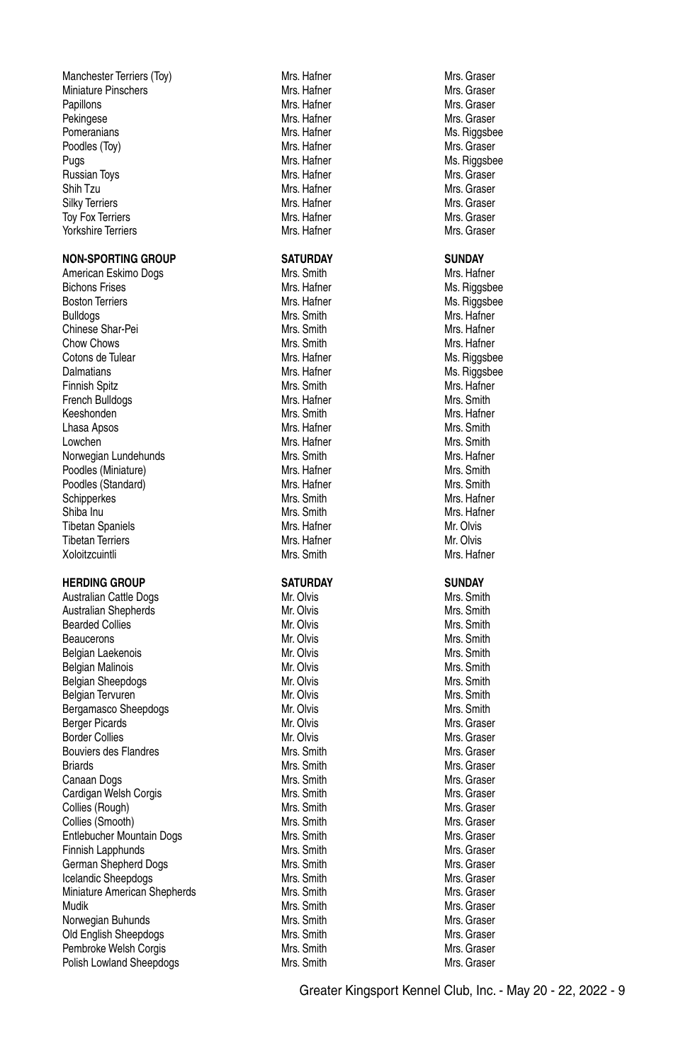| | | |
|---|---|---|
| Manchester Terriers (Toy) | Mrs. Hafner | Mrs. Graser |
| Miniature Pinschers | Mrs. Hafner | Mrs. Graser |
| Papillons | Mrs. Hafner | Mrs. Graser |
| Pekingese | Mrs. Hafner | Mrs. Graser |
| Pomeranians | Mrs. Hafner | Ms. Riggsbee |
| Poodles (Toy) | Mrs. Hafner | Mrs. Graser |
| Pugs | Mrs. Hafner | Ms. Riggsbee |
| Russian Toys | Mrs. Hafner | Mrs. Graser |
| Shih Tzu | Mrs. Hafner | Mrs. Graser |
| Silky Terriers | Mrs. Hafner | Mrs. Graser |
| Toy Fox Terriers | Mrs. Hafner | Mrs. Graser |
| Yorkshire Terriers | Mrs. Hafner | Mrs. Graser |

| **NON-SPORTING GROUP** | **SATURDAY** | **SUNDAY** |
|---|---|---|
| American Eskimo Dogs | Mrs. Smith | Mrs. Hafner |
| Bichons Frises | Mrs. Hafner | Ms. Riggsbee |
| Boston Terriers | Mrs. Hafner | Ms. Riggsbee |
| Bulldogs | Mrs. Smith | Mrs. Hafner |
| Chinese Shar-Pei | Mrs. Smith | Mrs. Hafner |
| Chow Chows | Mrs. Smith | Mrs. Hafner |
| Cotons de Tulear | Mrs. Hafner | Ms. Riggsbee |
| Dalmatians | Mrs. Hafner | Ms. Riggsbee |
| Finnish Spitz | Mrs. Smith | Mrs. Hafner |
| French Bulldogs | Mrs. Hafner | Mrs. Smith |
| Keeshonden | Mrs. Smith | Mrs. Hafner |
| Lhasa Apsos | Mrs. Hafner | Mrs. Smith |
| Lowchen | Mrs. Hafner | Mrs. Smith |
| Norwegian Lundehunds | Mrs. Smith | Mrs. Hafner |
| Poodles (Miniature) | Mrs. Hafner | Mrs. Smith |
| Poodles (Standard) | Mrs. Hafner | Mrs. Smith |
| Schipperkes | Mrs. Smith | Mrs. Hafner |
| Shiba Inu | Mrs. Smith | Mrs. Hafner |
| Tibetan Spaniels | Mrs. Hafner | Mr. Olvis |
| Tibetan Terriers | Mrs. Hafner | Mr. Olvis |
| Xoloitzcuintli | Mrs. Smith | Mrs. Hafner |

| **HERDING GROUP** | **SATURDAY** | **SUNDAY** |
|---|---|---|
| Australian Cattle Dogs | Mr. Olvis | Mrs. Smith |
| Australian Shepherds | Mr. Olvis | Mrs. Smith |
| Bearded Collies | Mr. Olvis | Mrs. Smith |
| Beaucerons | Mr. Olvis | Mrs. Smith |
| Belgian Laekenois | Mr. Olvis | Mrs. Smith |
| Belgian Malinois | Mr. Olvis | Mrs. Smith |
| Belgian Sheepdogs | Mr. Olvis | Mrs. Smith |
| Belgian Tervuren | Mr. Olvis | Mrs. Smith |
| Bergamasco Sheepdogs | Mr. Olvis | Mrs. Smith |
| Berger Picards | Mr. Olvis | Mrs. Graser |
| Border Collies | Mr. Olvis | Mrs. Graser |
| Bouviers des Flandres | Mrs. Smith | Mrs. Graser |
| Briards | Mrs. Smith | Mrs. Graser |
| Canaan Dogs | Mrs. Smith | Mrs. Graser |
| Cardigan Welsh Corgis | Mrs. Smith | Mrs. Graser |
| Collies (Rough) | Mrs. Smith | Mrs. Graser |
| Collies (Smooth) | Mrs. Smith | Mrs. Graser |
| Entlebucher Mountain Dogs | Mrs. Smith | Mrs. Graser |
| Finnish Lapphunds | Mrs. Smith | Mrs. Graser |
| German Shepherd Dogs | Mrs. Smith | Mrs. Graser |
| Icelandic Sheepdogs | Mrs. Smith | Mrs. Graser |
| Miniature American Shepherds | Mrs. Smith | Mrs. Graser |
| Mudik | Mrs. Smith | Mrs. Graser |
| Norwegian Buhunds | Mrs. Smith | Mrs. Graser |
| Old English Sheepdogs | Mrs. Smith | Mrs. Graser |
| Pembroke Welsh Corgis | Mrs. Smith | Mrs. Graser |
| Polish Lowland Sheepdogs | Mrs. Smith | Mrs. Graser |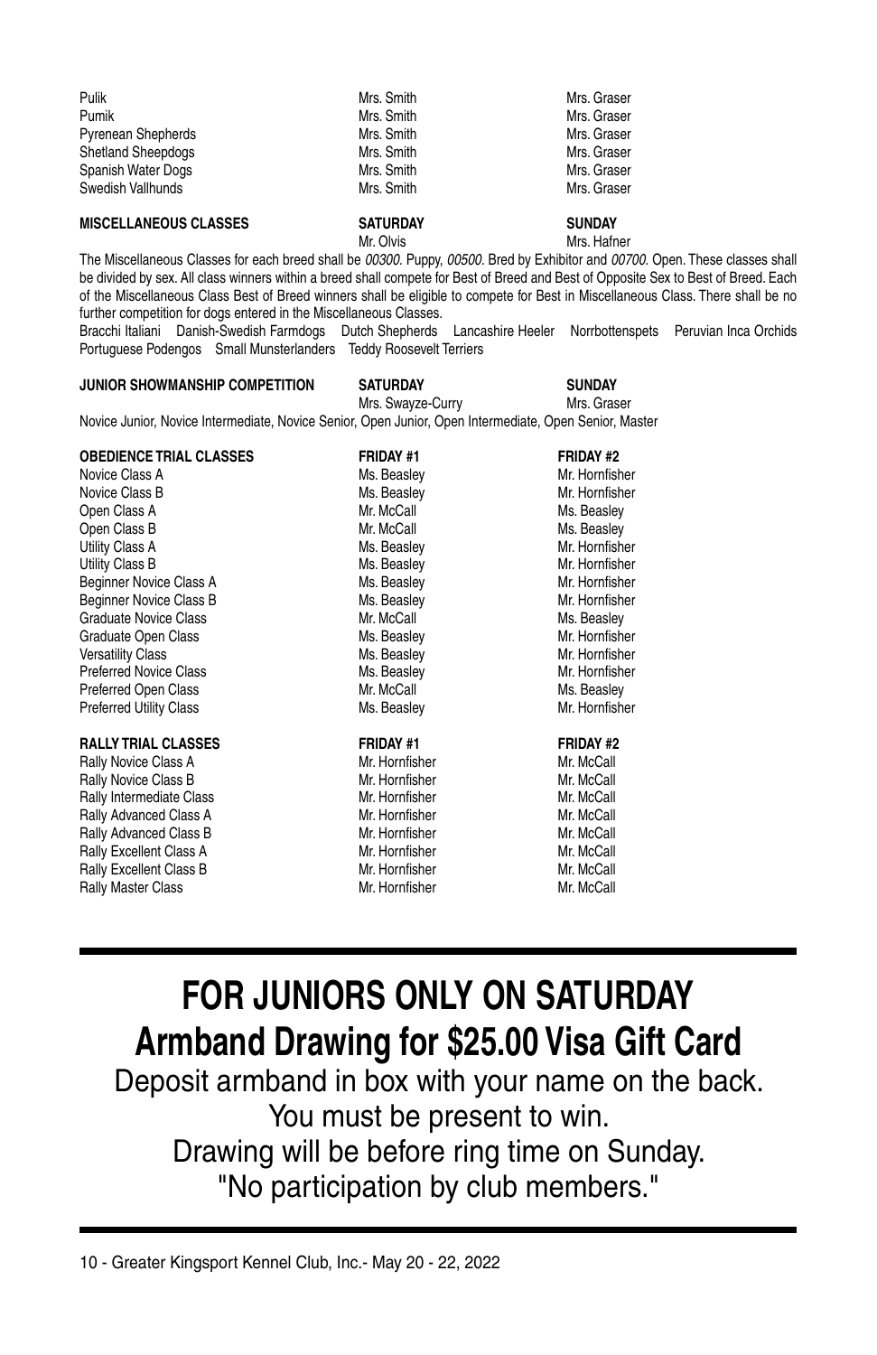| | | |
|---|---|---|
| Pulik | Mrs. Smith | Mrs. Graser |
| Pumik | Mrs. Smith | Mrs. Graser |
| Pyrenean Shepherds | Mrs. Smith | Mrs. Graser |
| Shetland Sheepdogs | Mrs. Smith | Mrs. Graser |
| Spanish Water Dogs | Mrs. Smith | Mrs. Graser |
| Swedish Vallhunds | Mrs. Smith | Mrs. Graser |

| **MISCELLANEOUS CLASSES** | **SATURDAY** | **SUNDAY** |
|---|---|---|
| | Mr. Olvis | Mrs. Hafner |

The Miscellaneous Classes for each breed shall be *00300.* Puppy, *00500.* Bred by Exhibitor and *00700.* Open. These classes shall be divided by sex. All class winners within a breed shall compete for Best of Breed and Best of Opposite Sex to Best of Breed. Each of the Miscellaneous Class Best of Breed winners shall be eligible to compete for Best in Miscellaneous Class. There shall be no further competition for dogs entered in the Miscellaneous Classes.

Bracchi Italiani Danish-Swedish Farmdogs Dutch Shepherds Lancashire Heeler Norrbottenspets Peruvian Inca Orchids Portuguese Podengos Small Munsterlanders Teddy Roosevelt Terriers

| **JUNIOR SHOWMANSHIP COMPETITION** | **SATURDAY** | **SUNDAY** |
|---|---|---|
| | Mrs. Swayze-Curry | Mrs. Graser |

Novice Junior, Novice Intermediate, Novice Senior, Open Junior, Open Intermediate, Open Senior, Master

| **OBEDIENCE TRIAL CLASSES** | **FRIDAY #1** | **FRIDAY #2** |
|---|---|---|
| Novice Class A | Ms. Beasley | Mr. Hornfisher |
| Novice Class B | Ms. Beasley | Mr. Hornfisher |
| Open Class A | Mr. McCall | Ms. Beasley |
| Open Class B | Mr. McCall | Ms. Beasley |
| Utility Class A | Ms. Beasley | Mr. Hornfisher |
| Utility Class B | Ms. Beasley | Mr. Hornfisher |
| Beginner Novice Class A | Ms. Beasley | Mr. Hornfisher |
| Beginner Novice Class B | Ms. Beasley | Mr. Hornfisher |
| Graduate Novice Class | Mr. McCall | Ms. Beasley |
| Graduate Open Class | Ms. Beasley | Mr. Hornfisher |
| Versatility Class | Ms. Beasley | Mr. Hornfisher |
| Preferred Novice Class | Ms. Beasley | Mr. Hornfisher |
| Preferred Open Class | Mr. McCall | Ms. Beasley |
| Preferred Utility Class | Ms. Beasley | Mr. Hornfisher |

| **RALLY TRIAL CLASSES** | **FRIDAY #1** | **FRIDAY #2** |
|---|---|---|
| Rally Novice Class A | Mr. Hornfisher | Mr. McCall |
| Rally Novice Class B | Mr. Hornfisher | Mr. McCall |
| Rally Intermediate Class | Mr. Hornfisher | Mr. McCall |
| Rally Advanced Class A | Mr. Hornfisher | Mr. McCall |
| Rally Advanced Class B | Mr. Hornfisher | Mr. McCall |
| Rally Excellent Class A | Mr. Hornfisher | Mr. McCall |
| Rally Excellent Class B | Mr. Hornfisher | Mr. McCall |
| Rally Master Class | Mr. Hornfisher | Mr. McCall |

# FOR JUNIORS ONLY ON SATURDAY
## Armband Drawing for $25.00 Visa Gift Card

Deposit armband in box with your name on the back.
You must be present to win.
Drawing will be before ring time on Sunday.
"No participation by club members."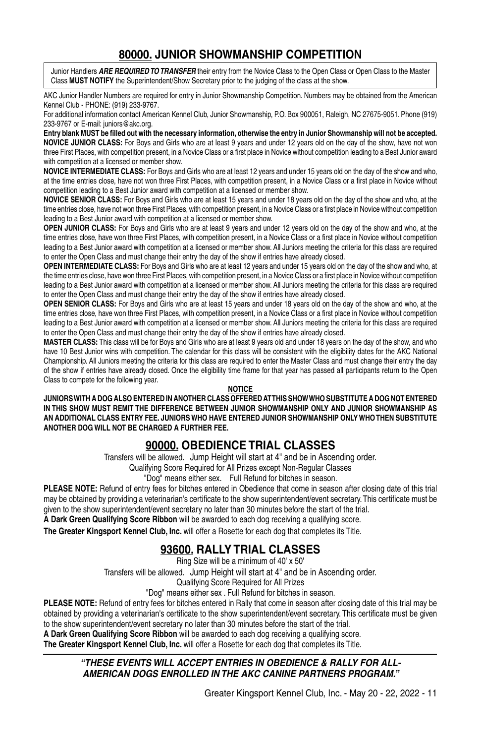## 80000. JUNIOR SHOWMANSHIP COMPETITION

Junior Handlers ***ARE REQUIRED TO TRANSFER*** their entry from the Novice Class to the Open Class or Open Class to the Master Class **MUST NOTIFY** the Superintendent/Show Secretary prior to the judging of the class at the show.

AKC Junior Handler Numbers are required for entry in Junior Showmanship Competition. Numbers may be obtained from the American Kennel Club - PHONE: (919) 233-9767.

For additional information contact American Kennel Club, Junior Showmanship, P.O. Box 900051, Raleigh, NC 27675-9051. Phone (919) 233-9767 or E-mail: juniors@akc.org.

**Entry blank MUST be filled out with the necessary information, otherwise the entry in Junior Showmanship will not be accepted.**

**NOVICE JUNIOR CLASS:** For Boys and Girls who are at least 9 years and under 12 years old on the day of the show, have not won three First Places, with competition present, in a Novice Class or a first place in Novice without competition leading to a Best Junior award with competition at a licensed or member show.

**NOVICE INTERMEDIATE CLASS:** For Boys and Girls who are at least 12 years and under 15 years old on the day of the show and who, at the time entries close, have not won three First Places, with competition present, in a Novice Class or a first place in Novice without competition leading to a Best Junior award with competition at a licensed or member show.

**NOVICE SENIOR CLASS:** For Boys and Girls who are at least 15 years and under 18 years old on the day of the show and who, at the time entries close, have not won three First Places, with competition present, in a Novice Class or a first place in Novice without competition leading to a Best Junior award with competition at a licensed or member show.

**OPEN JUNIOR CLASS:** For Boys and Girls who are at least 9 years and under 12 years old on the day of the show and who, at the time entries close, have won three First Places, with competition present, in a Novice Class or a first place in Novice without competition leading to a Best Junior award with competition at a licensed or member show. All Juniors meeting the criteria for this class are required to enter the Open Class and must change their entry the day of the show if entries have already closed.

**OPEN INTERMEDIATE CLASS:** For Boys and Girls who are at least 12 years and under 15 years old on the day of the show and who, at the time entries close, have won three First Places, with competition present, in a Novice Class or a first place in Novice without competition leading to a Best Junior award with competition at a licensed or member show. All Juniors meeting the criteria for this class are required to enter the Open Class and must change their entry the day of the show if entries have already closed.

**OPEN SENIOR CLASS:** For Boys and Girls who are at least 15 years and under 18 years old on the day of the show and who, at the time entries close, have won three First Places, with competition present, in a Novice Class or a first place in Novice without competition leading to a Best Junior award with competition at a licensed or member show. All Juniors meeting the criteria for this class are required to enter the Open Class and must change their entry the day of the show if entries have already closed.

**MASTER CLASS:** This class will be for Boys and Girls who are at least 9 years old and under 18 years on the day of the show, and who have 10 Best Junior wins with competition. The calendar for this class will be consistent with the eligibility dates for the AKC National Championship. All Juniors meeting the criteria for this class are required to enter the Master Class and must change their entry the day of the show if entries have already closed. Once the eligibility time frame for that year has passed all participants return to the Open Class to compete for the following year.

**NOTICE**

**JUNIORS WITH A DOG ALSO ENTERED IN ANOTHER CLASS OFFERED AT THIS SHOW WHO SUBSTITUTE A DOG NOT ENTERED IN THIS SHOW MUST REMIT THE DIFFERENCE BETWEEN JUNIOR SHOWMANSHIP ONLY AND JUNIOR SHOWMANSHIP AS AN ADDITIONAL CLASS ENTRY FEE. JUNIORS WHO HAVE ENTERED JUNIOR SHOWMANSHIP ONLY WHO THEN SUBSTITUTE ANOTHER DOG WILL NOT BE CHARGED A FURTHER FEE.**

## 90000. OBEDIENCE TRIAL CLASSES

Transfers will be allowed. Jump Height will start at 4" and be in Ascending order.

Qualifying Score Required for All Prizes except Non-Regular Classes

"Dog" means either sex. Full Refund for bitches in season.

**PLEASE NOTE:** Refund of entry fees for bitches entered in Obedience that come in season after closing date of this trial may be obtained by providing a veterinarian's certificate to the show superintendent/event secretary. This certificate must be given to the show superintendent/event secretary no later than 30 minutes before the start of the trial.

**A Dark Green Qualifying Score Ribbon** will be awarded to each dog receiving a qualifying score.

**The Greater Kingsport Kennel Club, Inc.** will offer a Rosette for each dog that completes its Title.

## 93600. RALLY TRIAL CLASSES

Ring Size will be a minimum of 40' x 50'

Transfers will be allowed. Jump Height will start at 4" and be in Ascending order.

Qualifying Score Required for All Prizes

"Dog" means either sex . Full Refund for bitches in season.

**PLEASE NOTE:** Refund of entry fees for bitches entered in Rally that come in season after closing date of this trial may be obtained by providing a veterinarian's certificate to the show superintendent/event secretary. This certificate must be given to the show superintendent/event secretary no later than 30 minutes before the start of the trial.

**A Dark Green Qualifying Score Ribbon** will be awarded to each dog receiving a qualifying score.

**The Greater Kingsport Kennel Club, Inc.** will offer a Rosette for each dog that completes its Title.

***"THESE EVENTS WILL ACCEPT ENTRIES IN OBEDIENCE & RALLY FOR ALL-AMERICAN DOGS ENROLLED IN THE AKC CANINE PARTNERS PROGRAM."***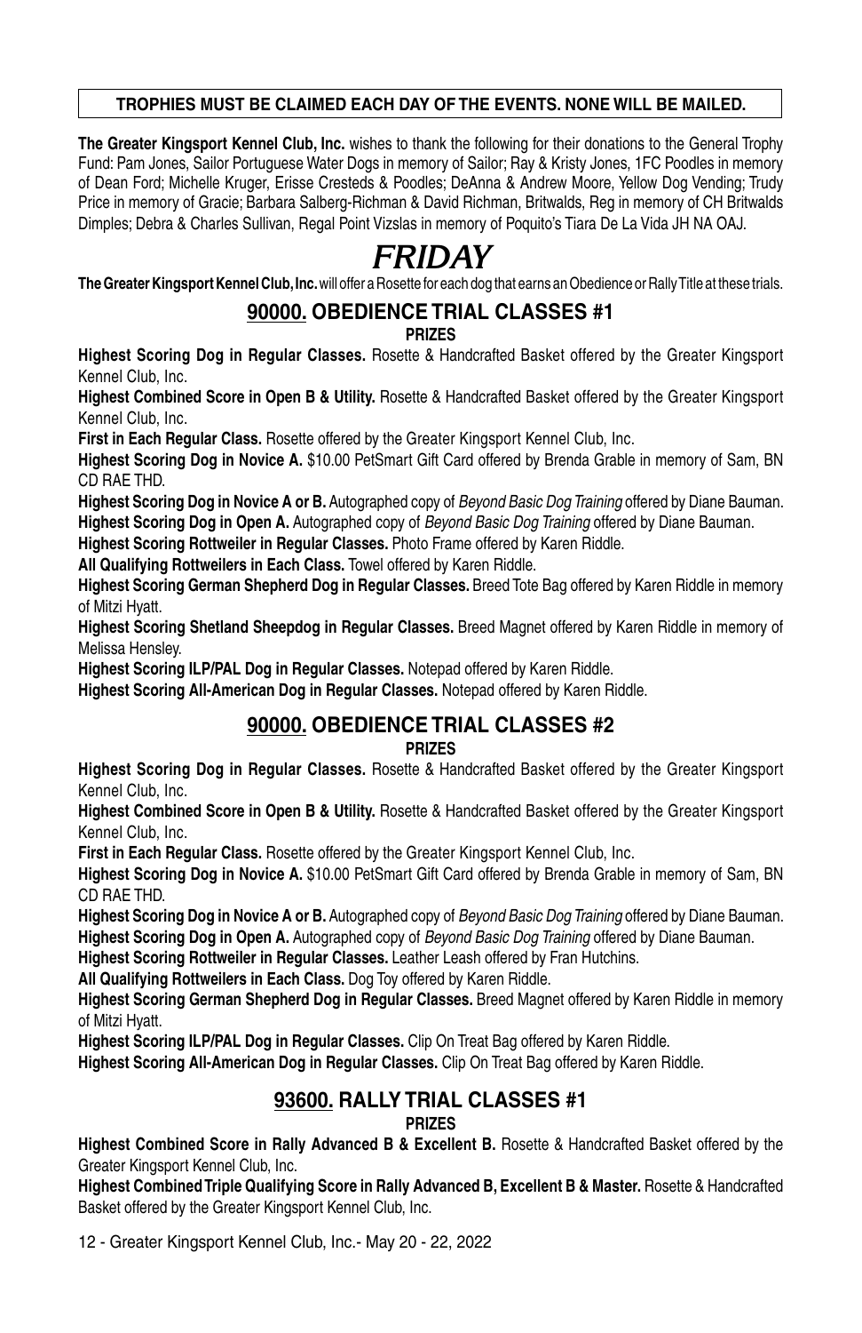**TROPHIES MUST BE CLAIMED EACH DAY OF THE EVENTS. NONE WILL BE MAILED.**

**The Greater Kingsport Kennel Club, Inc.** wishes to thank the following for their donations to the General Trophy Fund: Pam Jones, Sailor Portuguese Water Dogs in memory of Sailor; Ray & Kristy Jones, 1FC Poodles in memory of Dean Ford; Michelle Kruger, Erisse Cresteds & Poodles; DeAnna & Andrew Moore, Yellow Dog Vending; Trudy Price in memory of Gracie; Barbara Salberg-Richman & David Richman, Britwalds, Reg in memory of CH Britwalds Dimples; Debra & Charles Sullivan, Regal Point Vizslas in memory of Poquito's Tiara De La Vida JH NA OAJ.

# *FRIDAY*

**The Greater Kingsport Kennel Club, Inc.** will offer a Rosette for each dog that earns an Obedience or Rally Title at these trials.

## 90000. OBEDIENCE TRIAL CLASSES #1

**PRIZES**

**Highest Scoring Dog in Regular Classes.** Rosette & Handcrafted Basket offered by the Greater Kingsport Kennel Club, Inc.

**Highest Combined Score in Open B & Utility.** Rosette & Handcrafted Basket offered by the Greater Kingsport Kennel Club, Inc.

**First in Each Regular Class.** Rosette offered by the Greater Kingsport Kennel Club, Inc.

**Highest Scoring Dog in Novice A.** $10.00 PetSmart Gift Card offered by Brenda Grable in memory of Sam, BN CD RAE THD.

**Highest Scoring Dog in Novice A or B.** Autographed copy of *Beyond Basic Dog Training* offered by Diane Bauman.

**Highest Scoring Dog in Open A.** Autographed copy of *Beyond Basic Dog Training* offered by Diane Bauman.

**Highest Scoring Rottweiler in Regular Classes.** Photo Frame offered by Karen Riddle.

**All Qualifying Rottweilers in Each Class.** Towel offered by Karen Riddle.

**Highest Scoring German Shepherd Dog in Regular Classes.** Breed Tote Bag offered by Karen Riddle in memory of Mitzi Hyatt.

**Highest Scoring Shetland Sheepdog in Regular Classes.** Breed Magnet offered by Karen Riddle in memory of Melissa Hensley.

**Highest Scoring ILP/PAL Dog in Regular Classes.** Notepad offered by Karen Riddle.

**Highest Scoring All-American Dog in Regular Classes.** Notepad offered by Karen Riddle.

## 90000. OBEDIENCE TRIAL CLASSES #2

**PRIZES**

**Highest Scoring Dog in Regular Classes.** Rosette & Handcrafted Basket offered by the Greater Kingsport Kennel Club, Inc.

**Highest Combined Score in Open B & Utility.** Rosette & Handcrafted Basket offered by the Greater Kingsport Kennel Club, Inc.

**First in Each Regular Class.** Rosette offered by the Greater Kingsport Kennel Club, Inc.

**Highest Scoring Dog in Novice A.** $10.00 PetSmart Gift Card offered by Brenda Grable in memory of Sam, BN CD RAE THD.

**Highest Scoring Dog in Novice A or B.** Autographed copy of *Beyond Basic Dog Training* offered by Diane Bauman.

**Highest Scoring Dog in Open A.** Autographed copy of *Beyond Basic Dog Training* offered by Diane Bauman.

**Highest Scoring Rottweiler in Regular Classes.** Leather Leash offered by Fran Hutchins.

**All Qualifying Rottweilers in Each Class.** Dog Toy offered by Karen Riddle.

**Highest Scoring German Shepherd Dog in Regular Classes.** Breed Magnet offered by Karen Riddle in memory of Mitzi Hyatt.

**Highest Scoring ILP/PAL Dog in Regular Classes.** Clip On Treat Bag offered by Karen Riddle.

**Highest Scoring All-American Dog in Regular Classes.** Clip On Treat Bag offered by Karen Riddle.

## 93600. RALLY TRIAL CLASSES #1

**PRIZES**

**Highest Combined Score in Rally Advanced B & Excellent B.** Rosette & Handcrafted Basket offered by the Greater Kingsport Kennel Club, Inc.

**Highest Combined Triple Qualifying Score in Rally Advanced B, Excellent B & Master.** Rosette & Handcrafted Basket offered by the Greater Kingsport Kennel Club, Inc.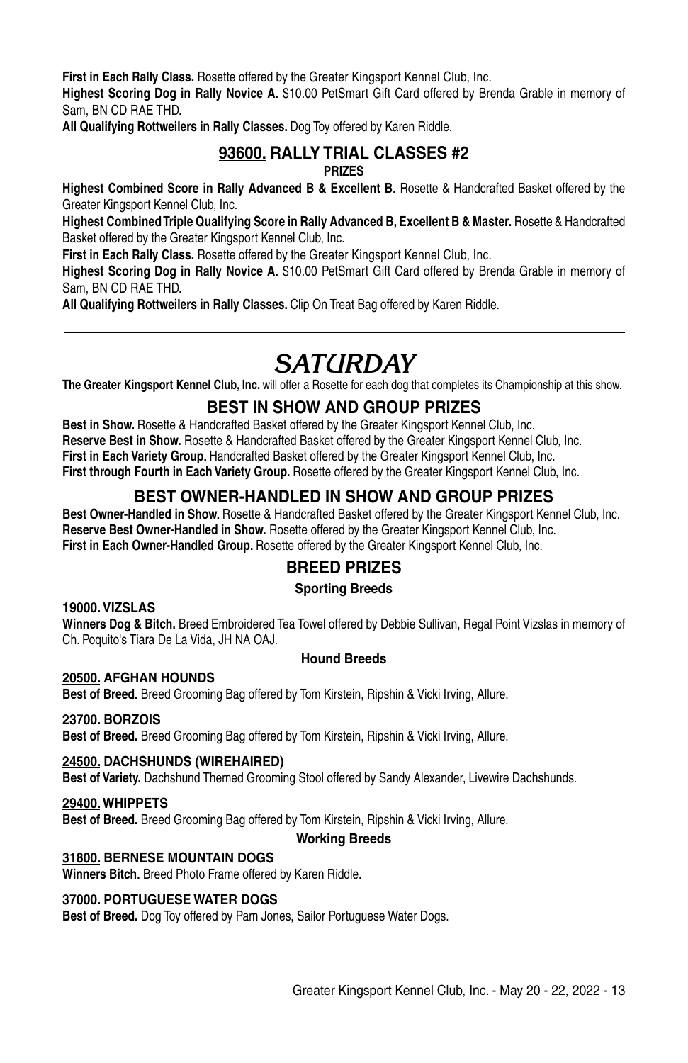**First in Each Rally Class.** Rosette offered by the Greater Kingsport Kennel Club, Inc.

**Highest Scoring Dog in Rally Novice A.** $10.00 PetSmart Gift Card offered by Brenda Grable in memory of Sam, BN CD RAE THD.

**All Qualifying Rottweilers in Rally Classes.** Dog Toy offered by Karen Riddle.

## 93600. RALLY TRIAL CLASSES #2

**PRIZES**

**Highest Combined Score in Rally Advanced B & Excellent B.** Rosette & Handcrafted Basket offered by the Greater Kingsport Kennel Club, Inc.

**Highest Combined Triple Qualifying Score in Rally Advanced B, Excellent B & Master.** Rosette & Handcrafted Basket offered by the Greater Kingsport Kennel Club, Inc.

**First in Each Rally Class.** Rosette offered by the Greater Kingsport Kennel Club, Inc.

**Highest Scoring Dog in Rally Novice A.** $10.00 PetSmart Gift Card offered by Brenda Grable in memory of Sam, BN CD RAE THD.

**All Qualifying Rottweilers in Rally Classes.** Clip On Treat Bag offered by Karen Riddle.

---

# *SATURDAY*

**The Greater Kingsport Kennel Club, Inc.** will offer a Rosette for each dog that completes its Championship at this show.

## BEST IN SHOW AND GROUP PRIZES

**Best in Show.** Rosette & Handcrafted Basket offered by the Greater Kingsport Kennel Club, Inc.

**Reserve Best in Show.** Rosette & Handcrafted Basket offered by the Greater Kingsport Kennel Club, Inc.

**First in Each Variety Group.** Handcrafted Basket offered by the Greater Kingsport Kennel Club, Inc.

**First through Fourth in Each Variety Group.** Rosette offered by the Greater Kingsport Kennel Club, Inc.

## BEST OWNER-HANDLED IN SHOW AND GROUP PRIZES

**Best Owner-Handled in Show.** Rosette & Handcrafted Basket offered by the Greater Kingsport Kennel Club, Inc.

**Reserve Best Owner-Handled in Show.** Rosette offered by the Greater Kingsport Kennel Club, Inc.

**First in Each Owner-Handled Group.** Rosette offered by the Greater Kingsport Kennel Club, Inc.

## BREED PRIZES

### Sporting Breeds

**19000. VIZSLAS**

**Winners Dog & Bitch.** Breed Embroidered Tea Towel offered by Debbie Sullivan, Regal Point Vizslas in memory of Ch. Poquito's Tiara De La Vida, JH NA OAJ.

### Hound Breeds

**20500. AFGHAN HOUNDS**

**Best of Breed.** Breed Grooming Bag offered by Tom Kirstein, Ripshin & Vicki Irving, Allure.

**23700. BORZOIS**

**Best of Breed.** Breed Grooming Bag offered by Tom Kirstein, Ripshin & Vicki Irving, Allure.

**24500. DACHSHUNDS (WIREHAIRED)**

**Best of Variety.** Dachshund Themed Grooming Stool offered by Sandy Alexander, Livewire Dachshunds.

**29400. WHIPPETS**

**Best of Breed.** Breed Grooming Bag offered by Tom Kirstein, Ripshin & Vicki Irving, Allure.

### Working Breeds

**31800. BERNESE MOUNTAIN DOGS**

**Winners Bitch.** Breed Photo Frame offered by Karen Riddle.

**37000. PORTUGUESE WATER DOGS**

**Best of Breed.** Dog Toy offered by Pam Jones, Sailor Portuguese Water Dogs.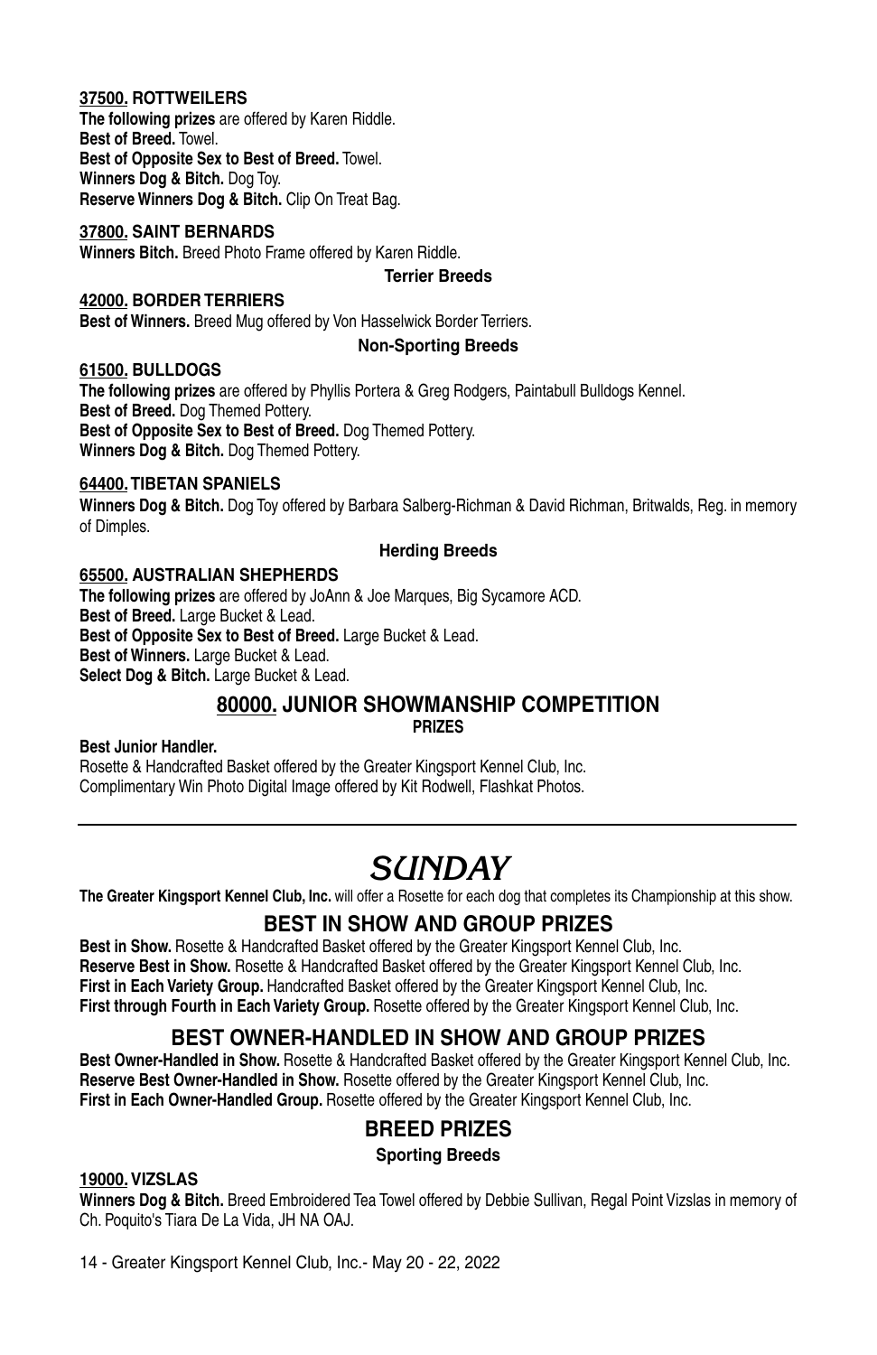**37500. ROTTWEILERS**
**The following prizes** are offered by Karen Riddle.
**Best of Breed.** Towel.
**Best of Opposite Sex to Best of Breed.** Towel.
**Winners Dog & Bitch.** Dog Toy.
**Reserve Winners Dog & Bitch.** Clip On Treat Bag.

**37800. SAINT BERNARDS**
**Winners Bitch.** Breed Photo Frame offered by Karen Riddle.

**Terrier Breeds**

**42000. BORDER TERRIERS**
**Best of Winners.** Breed Mug offered by Von Hasselwick Border Terriers.

**Non-Sporting Breeds**

**61500. BULLDOGS**
**The following prizes** are offered by Phyllis Portera & Greg Rodgers, Paintabull Bulldogs Kennel.
**Best of Breed.** Dog Themed Pottery.
**Best of Opposite Sex to Best of Breed.** Dog Themed Pottery.
**Winners Dog & Bitch.** Dog Themed Pottery.

**64400. TIBETAN SPANIELS**
**Winners Dog & Bitch.** Dog Toy offered by Barbara Salberg-Richman & David Richman, Britwalds, Reg. in memory of Dimples.

**Herding Breeds**

**65500. AUSTRALIAN SHEPHERDS**
**The following prizes** are offered by JoAnn & Joe Marques, Big Sycamore ACD.
**Best of Breed.** Large Bucket & Lead.
**Best of Opposite Sex to Best of Breed.** Large Bucket & Lead.
**Best of Winners.** Large Bucket & Lead.
**Select Dog & Bitch.** Large Bucket & Lead.

## 80000. JUNIOR SHOWMANSHIP COMPETITION

**PRIZES**

**Best Junior Handler.**
Rosette & Handcrafted Basket offered by the Greater Kingsport Kennel Club, Inc.
Complimentary Win Photo Digital Image offered by Kit Rodwell, Flashkat Photos.

---

# SUNDAY

**The Greater Kingsport Kennel Club, Inc.** will offer a Rosette for each dog that completes its Championship at this show.

## BEST IN SHOW AND GROUP PRIZES

**Best in Show.** Rosette & Handcrafted Basket offered by the Greater Kingsport Kennel Club, Inc.
**Reserve Best in Show.** Rosette & Handcrafted Basket offered by the Greater Kingsport Kennel Club, Inc.
**First in Each Variety Group.** Handcrafted Basket offered by the Greater Kingsport Kennel Club, Inc.
**First through Fourth in Each Variety Group.** Rosette offered by the Greater Kingsport Kennel Club, Inc.

## BEST OWNER-HANDLED IN SHOW AND GROUP PRIZES

**Best Owner-Handled in Show.** Rosette & Handcrafted Basket offered by the Greater Kingsport Kennel Club, Inc.
**Reserve Best Owner-Handled in Show.** Rosette offered by the Greater Kingsport Kennel Club, Inc.
**First in Each Owner-Handled Group.** Rosette offered by the Greater Kingsport Kennel Club, Inc.

## BREED PRIZES

**Sporting Breeds**

**19000. VIZSLAS**
**Winners Dog & Bitch.** Breed Embroidered Tea Towel offered by Debbie Sullivan, Regal Point Vizslas in memory of Ch. Poquito's Tiara De La Vida, JH NA OAJ.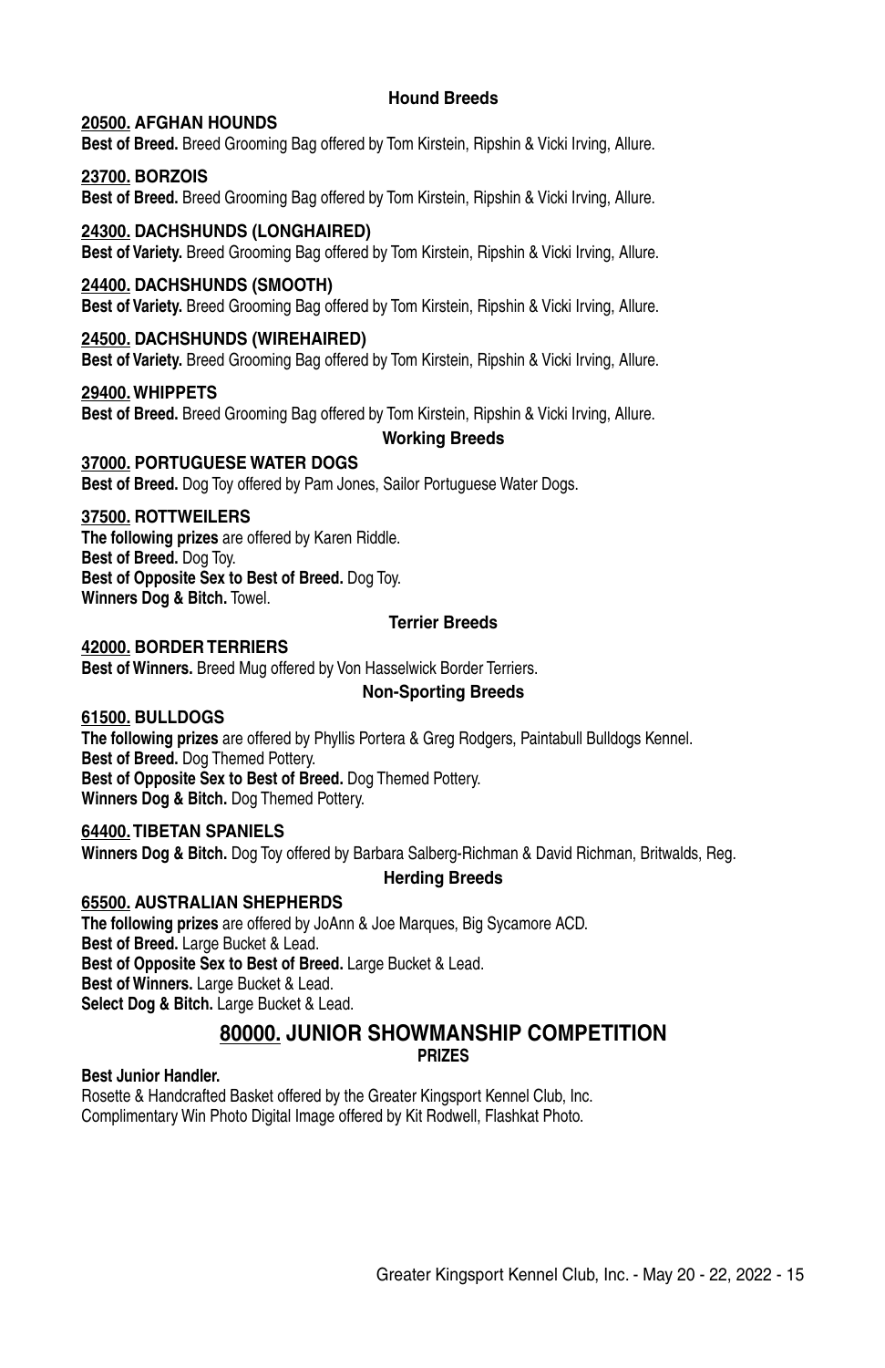### Hound Breeds

**20500. AFGHAN HOUNDS**
**Best of Breed.** Breed Grooming Bag offered by Tom Kirstein, Ripshin & Vicki Irving, Allure.

**23700. BORZOIS**
**Best of Breed.** Breed Grooming Bag offered by Tom Kirstein, Ripshin & Vicki Irving, Allure.

**24300. DACHSHUNDS (LONGHAIRED)**
**Best of Variety.** Breed Grooming Bag offered by Tom Kirstein, Ripshin & Vicki Irving, Allure.

**24400. DACHSHUNDS (SMOOTH)**
**Best of Variety.** Breed Grooming Bag offered by Tom Kirstein, Ripshin & Vicki Irving, Allure.

**24500. DACHSHUNDS (WIREHAIRED)**
**Best of Variety.** Breed Grooming Bag offered by Tom Kirstein, Ripshin & Vicki Irving, Allure.

**29400. WHIPPETS**
**Best of Breed.** Breed Grooming Bag offered by Tom Kirstein, Ripshin & Vicki Irving, Allure.

### Working Breeds

**37000. PORTUGUESE WATER DOGS**
**Best of Breed.** Dog Toy offered by Pam Jones, Sailor Portuguese Water Dogs.

**37500. ROTTWEILERS**
**The following prizes** are offered by Karen Riddle.
**Best of Breed.** Dog Toy.
**Best of Opposite Sex to Best of Breed.** Dog Toy.
**Winners Dog & Bitch.** Towel.

### Terrier Breeds

**42000. BORDER TERRIERS**
**Best of Winners.** Breed Mug offered by Von Hasselwick Border Terriers.

### Non-Sporting Breeds

**61500. BULLDOGS**
**The following prizes** are offered by Phyllis Portera & Greg Rodgers, Paintabull Bulldogs Kennel.
**Best of Breed.** Dog Themed Pottery.
**Best of Opposite Sex to Best of Breed.** Dog Themed Pottery.
**Winners Dog & Bitch.** Dog Themed Pottery.

**64400. TIBETAN SPANIELS**
**Winners Dog & Bitch.** Dog Toy offered by Barbara Salberg-Richman & David Richman, Britwalds, Reg.

### Herding Breeds

**65500. AUSTRALIAN SHEPHERDS**
**The following prizes** are offered by JoAnn & Joe Marques, Big Sycamore ACD.
**Best of Breed.** Large Bucket & Lead.
**Best of Opposite Sex to Best of Breed.** Large Bucket & Lead.
**Best of Winners.** Large Bucket & Lead.
**Select Dog & Bitch.** Large Bucket & Lead.

## 80000. JUNIOR SHOWMANSHIP COMPETITION

**PRIZES**

**Best Junior Handler.**
Rosette & Handcrafted Basket offered by the Greater Kingsport Kennel Club, Inc.
Complimentary Win Photo Digital Image offered by Kit Rodwell, Flashkat Photo.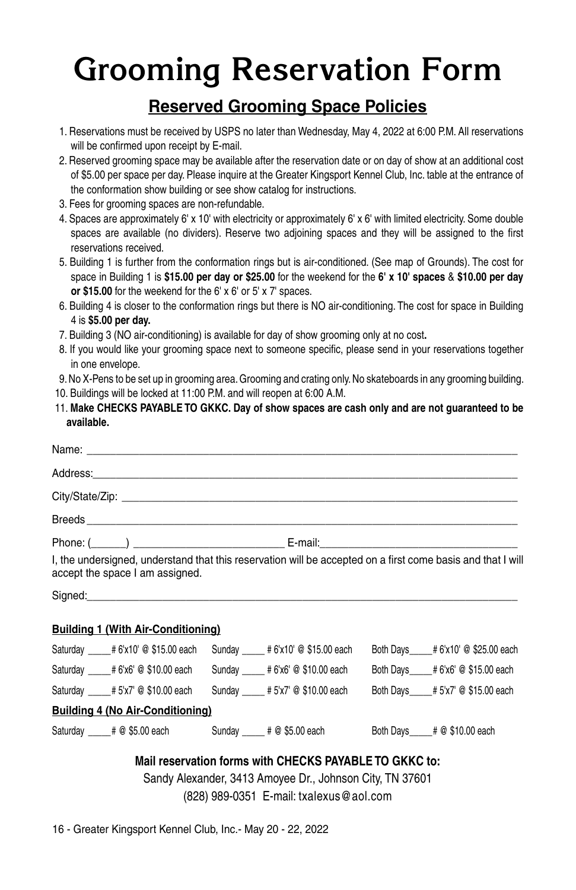# Grooming Reservation Form

## Reserved Grooming Space Policies

1. Reservations must be received by USPS no later than Wednesday, May 4, 2022 at 6:00 P.M. All reservations will be confirmed upon receipt by E-mail.
2. Reserved grooming space may be available after the reservation date or on day of show at an additional cost of $5.00 per space per day. Please inquire at the Greater Kingsport Kennel Club, Inc. table at the entrance of the conformation show building or see show catalog for instructions.
3. Fees for grooming spaces are non-refundable.
4. Spaces are approximately 6' x 10' with electricity or approximately 6' x 6' with limited electricity. Some double spaces are available (no dividers). Reserve two adjoining spaces and they will be assigned to the first reservations received.
5. Building 1 is further from the conformation rings but is air-conditioned. (See map of Grounds). The cost for space in Building 1 is **$15.00 per day or $25.00** for the weekend for the **6' x 10' spaces** & **$10.00 per day or $15.00** for the weekend for the 6' x 6' or 5' x 7' spaces.
6. Building 4 is closer to the conformation rings but there is NO air-conditioning. The cost for space in Building 4 is **$5.00 per day.**
7. Building 3 (NO air-conditioning) is available for day of show grooming only at no cost**.**
8. If you would like your grooming space next to someone specific, please send in your reservations together in one envelope.
9. No X-Pens to be set up in grooming area. Grooming and crating only. No skateboards in any grooming building.
10. Buildings will be locked at 11:00 P.M. and will reopen at 6:00 A.M.
11. **Make CHECKS PAYABLE TO GKKC. Day of show spaces are cash only and are not guaranteed to be available.**

Name: ____________________________________________

Address: ____________________________________________

City/State/Zip: ____________________________________________

Breeds ____________________________________________

Phone: (______) ________________________ E-mail: ________________________________

I, the undersigned, understand that this reservation will be accepted on a first come basis and that I will accept the space I am assigned.

Signed: ____________________________________________

**Building 1 (With Air-Conditioning)**

Saturday _____# 6'x10' @ $15.00 each    Sunday _____ # 6'x10' @ $15.00 each    Both Days_____# 6'x10' @ $25.00 each

Saturday _____# 6'x6' @ $10.00 each    Sunday _____ # 6'x6' @ $10.00 each    Both Days_____# 6'x6' @ $15.00 each

Saturday _____# 5'x7' @ $10.00 each    Sunday _____ # 5'x7' @ $10.00 each    Both Days_____# 5'x7' @ $15.00 each

**Building 4 (No Air-Conditioning)**

Saturday _____# @ $5.00 each    Sunday _____ # @ $5.00 each    Both Days_____# @ $10.00 each

**Mail reservation forms with CHECKS PAYABLE TO GKKC to:**

Sandy Alexander, 3413 Amoyee Dr., Johnson City, TN 37601

(828) 989-0351 E-mail: txalexus@aol.com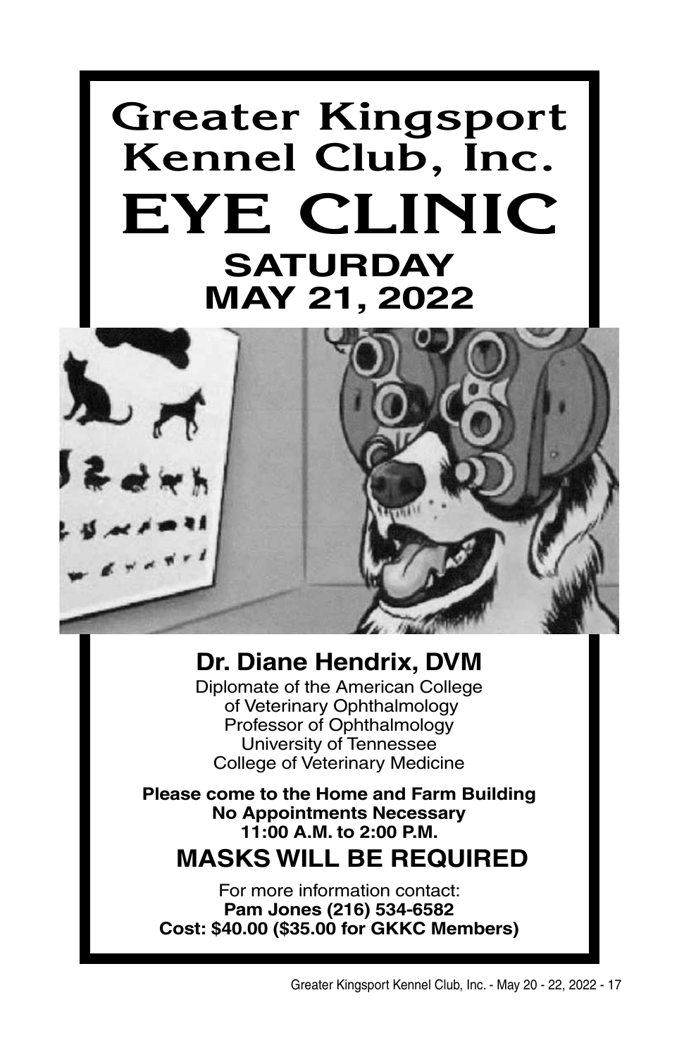# Greater Kingsport Kennel Club, Inc.

# EYE CLINIC

## SATURDAY
## MAY 21, 2022

### Dr. Diane Hendrix, DVM

Diplomate of the American College
of Veterinary Ophthalmology
Professor of Ophthalmology
University of Tennessee
College of Veterinary Medicine

**Please come to the Home and Farm Building**
**No Appointments Necessary**
**11:00 A.M. to 2:00 P.M.**

## MASKS WILL BE REQUIRED

For more information contact:
**Pam Jones (216) 534-6582**
**Cost: $40.00 ($35.00 for GKKC Members)**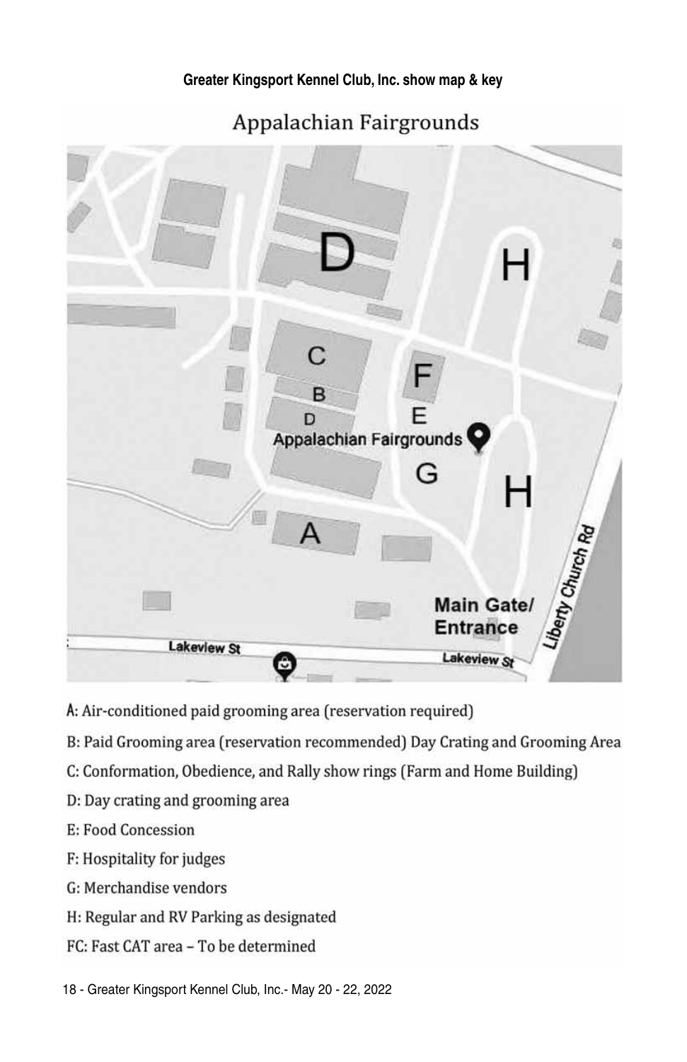**Greater Kingsport Kennel Club, Inc. show map & key**

Appalachian Fairgrounds

D

H

C

F

B

D

E

Appalachian Fairgrounds

G

H

A

Main Gate/ Entrance

Liberty Church Rd

Lakeview St

Lakeview St

A: Air-conditioned paid grooming area (reservation required)

B: Paid Grooming area (reservation recommended) Day Crating and Grooming Area

C: Conformation, Obedience, and Rally show rings (Farm and Home Building)

D: Day crating and grooming area

E: Food Concession

F: Hospitality for judges

G: Merchandise vendors

H: Regular and RV Parking as designated

FC: Fast CAT area – To be determined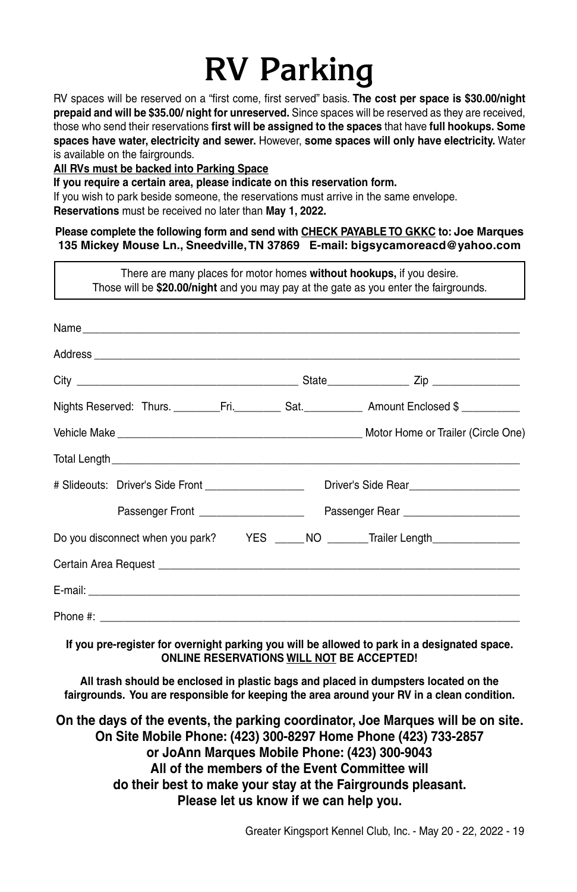# RV Parking

RV spaces will be reserved on a "first come, first served" basis. **The cost per space is $30.00/night prepaid and will be $35.00/ night for unreserved.** Since spaces will be reserved as they are received, those who send their reservations **first will be assigned to the spaces** that have **full hookups. Some spaces have water, electricity and sewer.** However, **some spaces will only have electricity.** Water is available on the fairgrounds.

**<u>All RVs must be backed into Parking Space</u>**

**If you require a certain area, please indicate on this reservation form.**

If you wish to park beside someone, the reservations must arrive in the same envelope.

**Reservations** must be received no later than **May 1, 2022.**

**Please complete the following form and send with <u>CHECK PAYABLE TO GKKC</u> to: Joe Marques 135 Mickey Mouse Ln., Sneedville, TN 37869 E-mail: bigsycamoreacd@yahoo.com**

> There are many places for motor homes **without hookups,** if you desire. Those will be **$20.00/night** and you may pay at the gate as you enter the fairgrounds.

Name ______________________________________________

Address ______________________________________________

City ____________________________ State ______________ Zip _______________

Nights Reserved: Thurs. ________ Fri. ________ Sat. __________ Amount Enclosed $ __________

Vehicle Make ______________________________ Motor Home or Trailer (Circle One)

Total Length ______________________________________________

# Slideouts: Driver's Side Front _________________ Driver's Side Rear ___________________

Passenger Front __________________ Passenger Rear ____________________

Do you disconnect when you park? YES _____ NO _______ Trailer Length _______________

Certain Area Request ______________________________________________

E-mail: ______________________________________________

Phone #: ______________________________________________

**If you pre-register for overnight parking you will be allowed to park in a designated space. ONLINE RESERVATIONS <u>WILL NOT</u> BE ACCEPTED!**

**All trash should be enclosed in plastic bags and placed in dumpsters located on the fairgrounds. You are responsible for keeping the area around your RV in a clean condition.**

**On the days of the events, the parking coordinator, Joe Marques will be on site.
On Site Mobile Phone: (423) 300-8297 Home Phone (423) 733-2857
or JoAnn Marques Mobile Phone: (423) 300-9043
All of the members of the Event Committee will
do their best to make your stay at the Fairgrounds pleasant.
Please let us know if we can help you.**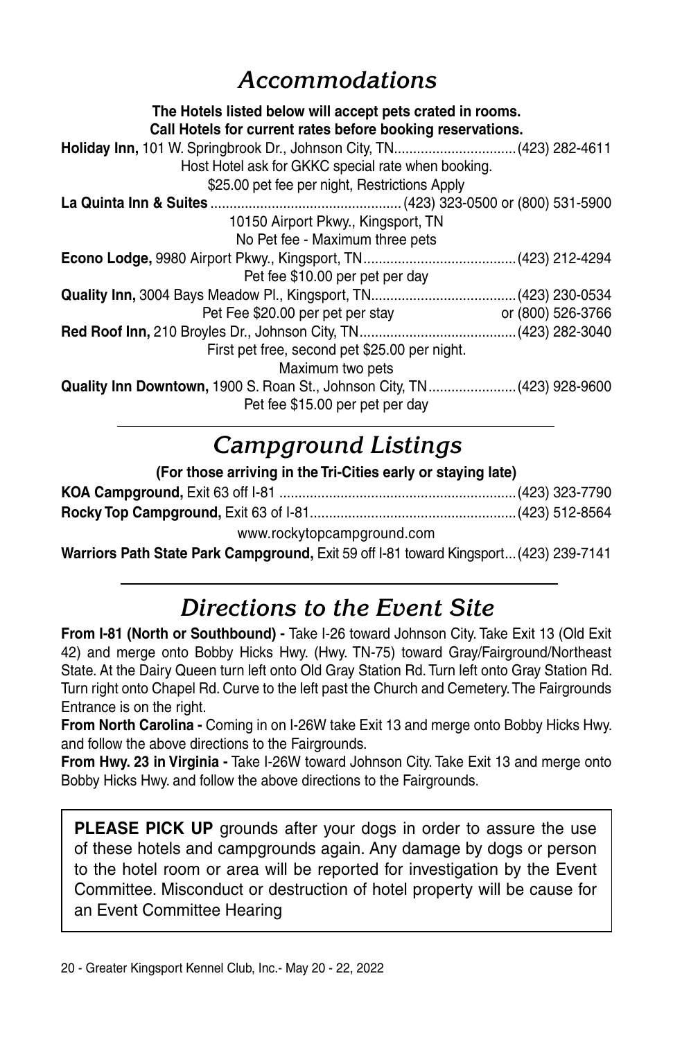## *Accommodations*

**The Hotels listed below will accept pets crated in rooms.**
**Call Hotels for current rates before booking reservations.**

**Holiday Inn,** 101 W. Springbrook Dr., Johnson City, TN................................(423) 282-4611
Host Hotel ask for GKKC special rate when booking.
$25.00 pet fee per night, Restrictions Apply

**La Quinta Inn & Suites**................................................(423) 323-0500 or (800) 531-5900
10150 Airport Pkwy., Kingsport, TN
No Pet fee - Maximum three pets

**Econo Lodge,** 9980 Airport Pkwy., Kingsport, TN........................................(423) 212-4294
Pet fee $10.00 per pet per day

**Quality Inn,** 3004 Bays Meadow Pl., Kingsport, TN.....................................(423) 230-0534
Pet Fee $20.00 per pet per stay or (800) 526-3766

**Red Roof Inn,** 210 Broyles Dr., Johnson City, TN.........................................(423) 282-3040
First pet free, second pet $25.00 per night.
Maximum two pets

**Quality Inn Downtown,** 1900 S. Roan St., Johnson City, TN.......................(423) 928-9600
Pet fee $15.00 per pet per day

## *Campground Listings*

**(For those arriving in the Tri-Cities early or staying late)**

**KOA Campground,** Exit 63 off I-81 .............................................................(423) 323-7790

**Rocky Top Campground,** Exit 63 of I-81.....................................................(423) 512-8564
www.rockytopcampground.com

**Warriors Path State Park Campground,** Exit 59 off I-81 toward Kingsport...(423) 239-7141

## *Directions to the Event Site*

**From I-81 (North or Southbound) -** Take I-26 toward Johnson City. Take Exit 13 (Old Exit 42) and merge onto Bobby Hicks Hwy. (Hwy. TN-75) toward Gray/Fairground/Northeast State. At the Dairy Queen turn left onto Old Gray Station Rd. Turn left onto Gray Station Rd. Turn right onto Chapel Rd. Curve to the left past the Church and Cemetery. The Fairgrounds Entrance is on the right.

**From North Carolina -** Coming in on I-26W take Exit 13 and merge onto Bobby Hicks Hwy. and follow the above directions to the Fairgrounds.

**From Hwy. 23 in Virginia -** Take I-26W toward Johnson City. Take Exit 13 and merge onto Bobby Hicks Hwy. and follow the above directions to the Fairgrounds.

**PLEASE PICK UP** grounds after your dogs in order to assure the use of these hotels and campgrounds again. Any damage by dogs or person to the hotel room or area will be reported for investigation by the Event Committee. Misconduct or destruction of hotel property will be cause for an Event Committee Hearing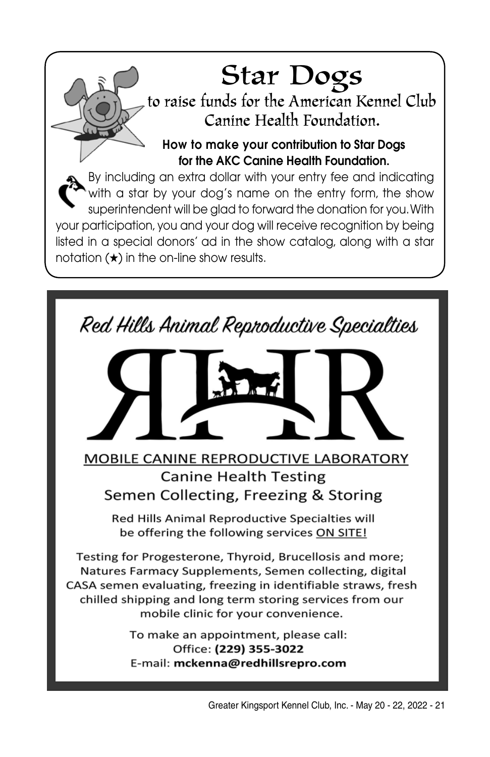# Star Dogs

## to raise funds for the American Kennel Club Canine Health Foundation.

**How to make your contribution to Star Dogs for the AKC Canine Health Foundation.**

By including an extra dollar with your entry fee and indicating with a star by your dog's name on the entry form, the show superintendent will be glad to forward the donation for you. With your participation, you and your dog will receive recognition by being listed in a special donors' ad in the show catalog, along with a star notation (★) in the on-line show results.

# Red Hills Animal Reproductive Specialties

RHR

MOBILE CANINE REPRODUCTIVE LABORATORY

Canine Health Testing

Semen Collecting, Freezing & Storing

Red Hills Animal Reproductive Specialties will be offering the following services ON SITE!

Testing for Progesterone, Thyroid, Brucellosis and more; Natures Farmacy Supplements, Semen collecting, digital CASA semen evaluating, freezing in identifiable straws, fresh chilled shipping and long term storing services from our mobile clinic for your convenience.

To make an appointment, please call:
Office: **(229) 355-3022**
E-mail: **mckenna@redhillsrepro.com**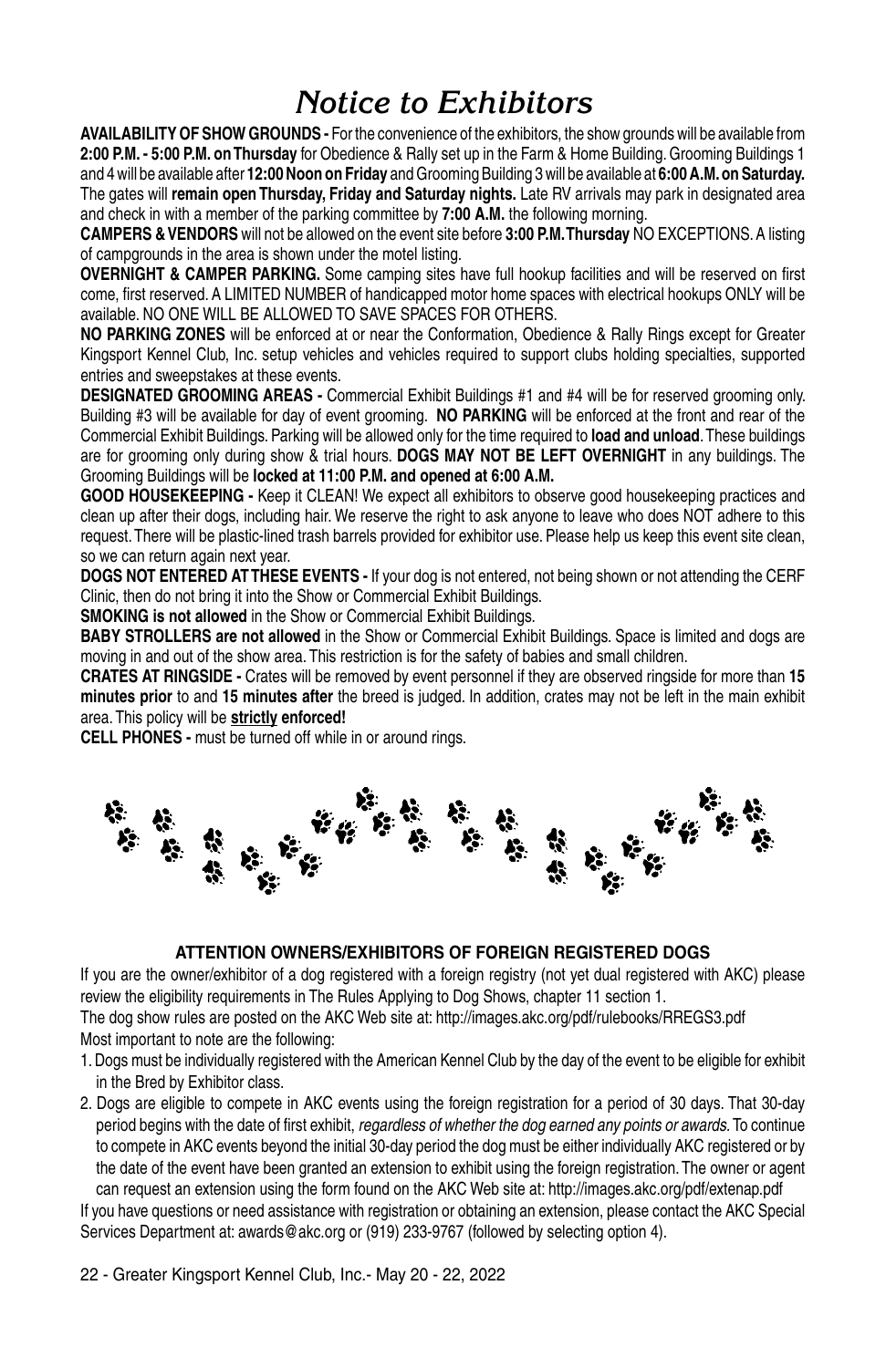# Notice to Exhibitors

**AVAILABILITY OF SHOW GROUNDS -** For the convenience of the exhibitors, the show grounds will be available from **2:00 P.M. - 5:00 P.M. on Thursday** for Obedience & Rally set up in the Farm & Home Building. Grooming Buildings 1 and 4 will be available after **12:00 Noon on Friday** and Grooming Building 3 will be available at **6:00 A.M. on Saturday.** The gates will **remain open Thursday, Friday and Saturday nights.** Late RV arrivals may park in designated area and check in with a member of the parking committee by **7:00 A.M.** the following morning.

**CAMPERS & VENDORS** will not be allowed on the event site before **3:00 P.M. Thursday** NO EXCEPTIONS. A listing of campgrounds in the area is shown under the motel listing.

**OVERNIGHT & CAMPER PARKING.** Some camping sites have full hookup facilities and will be reserved on first come, first reserved. A LIMITED NUMBER of handicapped motor home spaces with electrical hookups ONLY will be available. NO ONE WILL BE ALLOWED TO SAVE SPACES FOR OTHERS.

**NO PARKING ZONES** will be enforced at or near the Conformation, Obedience & Rally Rings except for Greater Kingsport Kennel Club, Inc. setup vehicles and vehicles required to support clubs holding specialties, supported entries and sweepstakes at these events.

**DESIGNATED GROOMING AREAS -** Commercial Exhibit Buildings #1 and #4 will be for reserved grooming only. Building #3 will be available for day of event grooming. **NO PARKING** will be enforced at the front and rear of the Commercial Exhibit Buildings. Parking will be allowed only for the time required to **load and unload**. These buildings are for grooming only during show & trial hours. **DOGS MAY NOT BE LEFT OVERNIGHT** in any buildings. The Grooming Buildings will be **locked at 11:00 P.M. and opened at 6:00 A.M.**

**GOOD HOUSEKEEPING -** Keep it CLEAN! We expect all exhibitors to observe good housekeeping practices and clean up after their dogs, including hair. We reserve the right to ask anyone to leave who does NOT adhere to this request. There will be plastic-lined trash barrels provided for exhibitor use. Please help us keep this event site clean, so we can return again next year.

**DOGS NOT ENTERED AT THESE EVENTS -** If your dog is not entered, not being shown or not attending the CERF Clinic, then do not bring it into the Show or Commercial Exhibit Buildings.

**SMOKING is not allowed** in the Show or Commercial Exhibit Buildings.

**BABY STROLLERS are not allowed** in the Show or Commercial Exhibit Buildings. Space is limited and dogs are moving in and out of the show area. This restriction is for the safety of babies and small children.

**CRATES AT RINGSIDE -** Crates will be removed by event personnel if they are observed ringside for more than **15 minutes prior** to and **15 minutes after** the breed is judged. In addition, crates may not be left in the main exhibit area. This policy will be **strictly enforced!**

**CELL PHONES -** must be turned off while in or around rings.

### ATTENTION OWNERS/EXHIBITORS OF FOREIGN REGISTERED DOGS

If you are the owner/exhibitor of a dog registered with a foreign registry (not yet dual registered with AKC) please review the eligibility requirements in The Rules Applying to Dog Shows, chapter 11 section 1.

The dog show rules are posted on the AKC Web site at: http://images.akc.org/pdf/rulebooks/RREGS3.pdf

Most important to note are the following:

1. Dogs must be individually registered with the American Kennel Club by the day of the event to be eligible for exhibit in the Bred by Exhibitor class.
2. Dogs are eligible to compete in AKC events using the foreign registration for a period of 30 days. That 30-day period begins with the date of first exhibit, *regardless of whether the dog earned any points or awards.* To continue to compete in AKC events beyond the initial 30-day period the dog must be either individually AKC registered or by the date of the event have been granted an extension to exhibit using the foreign registration. The owner or agent can request an extension using the form found on the AKC Web site at: http://images.akc.org/pdf/extenap.pdf

If you have questions or need assistance with registration or obtaining an extension, please contact the AKC Special Services Department at: awards@akc.org or (919) 233-9767 (followed by selecting option 4).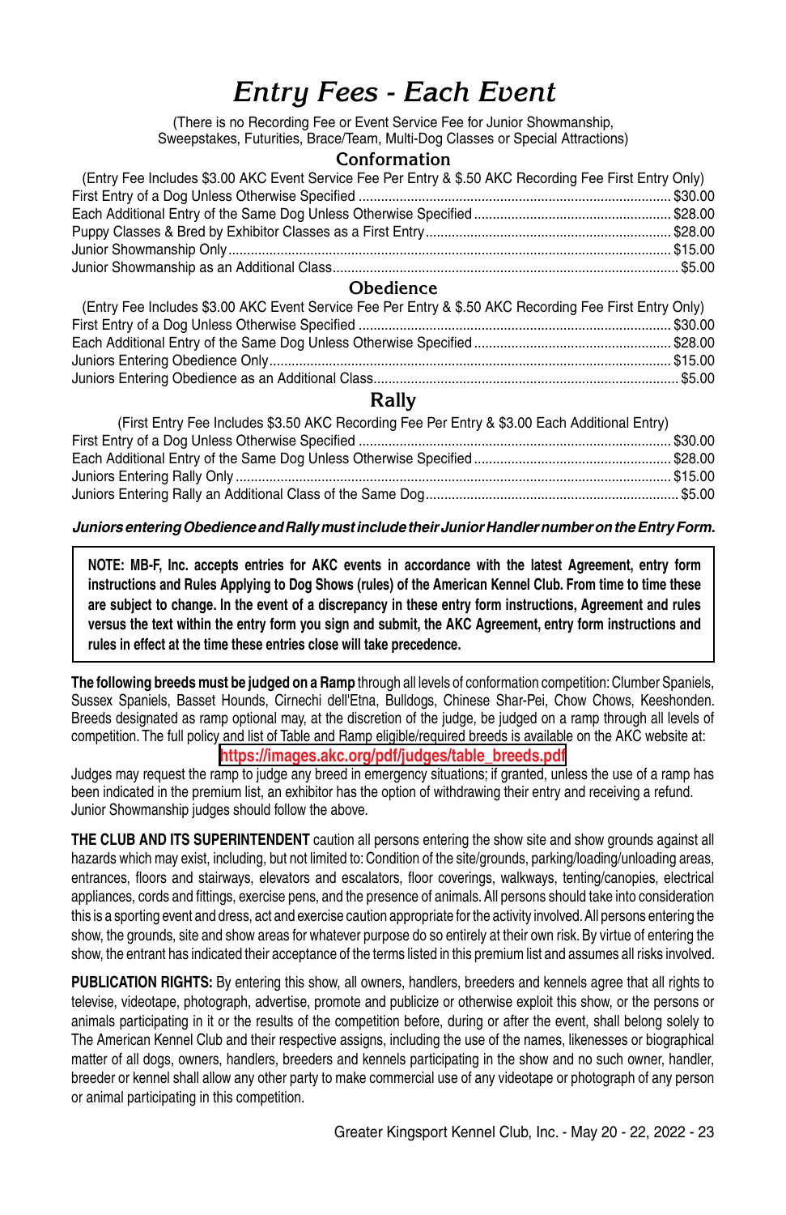# Entry Fees - Each Event

(There is no Recording Fee or Event Service Fee for Junior Showmanship, Sweepstakes, Futurities, Brace/Team, Multi-Dog Classes or Special Attractions)

## Conformation

(Entry Fee Includes $3.00 AKC Event Service Fee Per Entry & $.50 AKC Recording Fee First Entry Only)

First Entry of a Dog Unless Otherwise Specified .......... $30.00
Each Additional Entry of the Same Dog Unless Otherwise Specified .......... $28.00
Puppy Classes & Bred by Exhibitor Classes as a First Entry .......... $28.00
Junior Showmanship Only .......... $15.00
Junior Showmanship as an Additional Class .......... $5.00

## Obedience

(Entry Fee Includes $3.00 AKC Event Service Fee Per Entry & $.50 AKC Recording Fee First Entry Only)

First Entry of a Dog Unless Otherwise Specified .......... $30.00
Each Additional Entry of the Same Dog Unless Otherwise Specified .......... $28.00
Juniors Entering Obedience Only .......... $15.00
Juniors Entering Obedience as an Additional Class .......... $5.00

## Rally

(First Entry Fee Includes $3.50 AKC Recording Fee Per Entry & $3.00 Each Additional Entry)

First Entry of a Dog Unless Otherwise Specified .......... $30.00
Each Additional Entry of the Same Dog Unless Otherwise Specified .......... $28.00
Juniors Entering Rally Only .......... $15.00
Juniors Entering Rally an Additional Class of the Same Dog .......... $5.00

***Juniors entering Obedience and Rally must include their Junior Handler number on the Entry Form.***

**NOTE: MB-F, Inc. accepts entries for AKC events in accordance with the latest Agreement, entry form instructions and Rules Applying to Dog Shows (rules) of the American Kennel Club. From time to time these are subject to change. In the event of a discrepancy in these entry form instructions, Agreement and rules versus the text within the entry form you sign and submit, the AKC Agreement, entry form instructions and rules in effect at the time these entries close will take precedence.**

**The following breeds must be judged on a Ramp** through all levels of conformation competition: Clumber Spaniels, Sussex Spaniels, Basset Hounds, Cirnechi dell'Etna, Bulldogs, Chinese Shar-Pei, Chow Chows, Keeshonden. Breeds designated as ramp optional may, at the discretion of the judge, be judged on a ramp through all levels of competition. The full policy and list of Table and Ramp eligible/required breeds is available on the AKC website at:

**https://images.akc.org/pdf/judges/table_breeds.pdf**

Judges may request the ramp to judge any breed in emergency situations; if granted, unless the use of a ramp has been indicated in the premium list, an exhibitor has the option of withdrawing their entry and receiving a refund. Junior Showmanship judges should follow the above.

**THE CLUB AND ITS SUPERINTENDENT** caution all persons entering the show site and show grounds against all hazards which may exist, including, but not limited to: Condition of the site/grounds, parking/loading/unloading areas, entrances, floors and stairways, elevators and escalators, floor coverings, walkways, tenting/canopies, electrical appliances, cords and fittings, exercise pens, and the presence of animals. All persons should take into consideration this is a sporting event and dress, act and exercise caution appropriate for the activity involved. All persons entering the show, the grounds, site and show areas for whatever purpose do so entirely at their own risk. By virtue of entering the show, the entrant has indicated their acceptance of the terms listed in this premium list and assumes all risks involved.

**PUBLICATION RIGHTS:** By entering this show, all owners, handlers, breeders and kennels agree that all rights to televise, videotape, photograph, advertise, promote and publicize or otherwise exploit this show, or the persons or animals participating in it or the results of the competition before, during or after the event, shall belong solely to The American Kennel Club and their respective assigns, including the use of the names, likenesses or biographical matter of all dogs, owners, handlers, breeders and kennels participating in the show and no such owner, handler, breeder or kennel shall allow any other party to make commercial use of any videotape or photograph of any person or animal participating in this competition.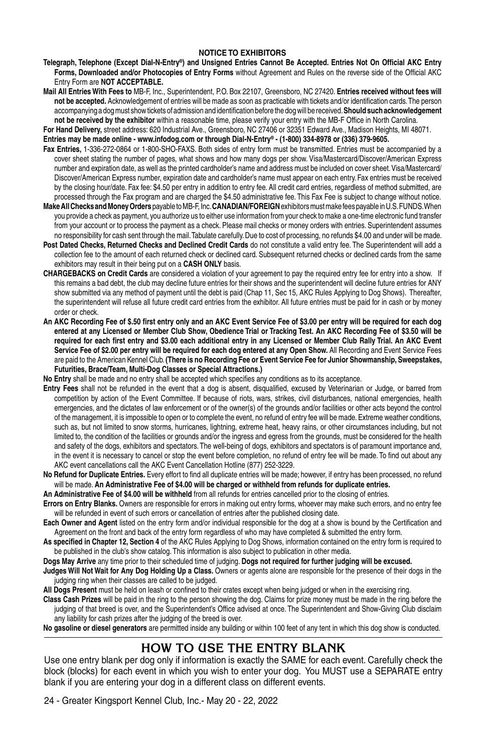## NOTICE TO EXHIBITORS

**Telegraph, Telephone (Except Dial-N-Entry®) and Unsigned Entries Cannot Be Accepted. Entries Not On Official AKC Entry Forms, Downloaded and/or Photocopies of Entry Forms** without Agreement and Rules on the reverse side of the Official AKC Entry Form are **NOT ACCEPTABLE.**

**Mail All Entries With Fees to** MB-F, Inc., Superintendent, P.O. Box 22107, Greensboro, NC 27420. **Entries received without fees will not be accepted.** Acknowledgement of entries will be made as soon as practicable with tickets and/or identification cards. The person accompanying a dog must show tickets of admission and identification before the dog will be received. **Should such acknowledgement not be received by the exhibitor** within a reasonable time, please verify your entry with the MB-F Office in North Carolina.

**For Hand Delivery,** street address: 620 Industrial Ave., Greensboro, NC 27406 or 32351 Edward Ave., Madison Heights, MI 48071.

**Entries may be made online - www.infodog.com or through Dial-N-Entry® - (1-800) 334-8978 or (336) 379-9605.**

**Fax Entries,** 1-336-272-0864 or 1-800-SHO-FAXS. Both sides of entry form must be transmitted. Entries must be accompanied by a cover sheet stating the number of pages, what shows and how many dogs per show. Visa/Mastercard/Discover/American Express number and expiration date, as well as the printed cardholder's name and address must be included on cover sheet. Visa/Mastercard/Discover/American Express number, expiration date and cardholder's name must appear on each entry. Fax entries must be received by the closing hour/date. Fax fee: $4.50 per entry in addition to entry fee. All credit card entries, regardless of method submitted, are processed through the Fax program and are charged the $4.50 administrative fee. This Fax Fee is subject to change without notice.

**Make All Checks and Money Orders** payable to MB-F, Inc. **CANADIAN/FOREIGN** exhibitors must make fees payable in U.S. FUNDS. When you provide a check as payment, you authorize us to either use information from your check to make a one-time electronic fund transfer from your account or to process the payment as a check. Please mail checks or money orders with entries. Superintendent assumes no responsibility for cash sent through the mail. Tabulate carefully. Due to cost of processing, no refunds $4.00 and under will be made.

**Post Dated Checks, Returned Checks and Declined Credit Cards** do not constitute a valid entry fee. The Superintendent will add a collection fee to the amount of each returned check or declined card. Subsequent returned checks or declined cards from the same exhibitors may result in their being put on a **CASH ONLY** basis.

**CHARGEBACKS on Credit Cards** are considered a violation of your agreement to pay the required entry fee for entry into a show. If this remains a bad debt, the club may decline future entries for their shows and the superintendent will decline future entries for ANY show submitted via any method of payment until the debt is paid (Chap 11, Sec 15, AKC Rules Applying to Dog Shows). Thereafter, the superintendent will refuse all future credit card entries from the exhibitor. All future entries must be paid for in cash or by money order or check.

**An AKC Recording Fee of $.50 first entry only and an AKC Event Service Fee of $3.00 per entry will be required for each dog entered at any Licensed or Member Club Show, Obedience Trial or Tracking Test. An AKC Recording Fee of $3.50 will be required for each first entry and $3.00 each additional entry in any Licensed or Member Club Rally Trial. An AKC Event Service Fee of $2.00 per entry will be required for each dog entered at any Open Show.** All Recording and Event Service Fees are paid to the American Kennel Club. **(There is no Recording Fee or Event Service Fee for Junior Showmanship, Sweepstakes, Futurities, Brace/Team, Multi-Dog Classes or Special Attractions.)**

**No Entry** shall be made and no entry shall be accepted which specifies any conditions as to its acceptance.

**Entry Fees** shall not be refunded in the event that a dog is absent, disqualified, excused by Veterinarian or Judge, or barred from competition by action of the Event Committee. If because of riots, wars, strikes, civil disturbances, national emergencies, health emergencies, and the dictates of law enforcement or of the owner(s) of the grounds and/or facilities or other acts beyond the control of the management, it is impossible to open or to complete the event, no refund of entry fee will be made. Extreme weather conditions, such as, but not limited to snow storms, hurricanes, lightning, extreme heat, heavy rains, or other circumstances including, but not limited to, the condition of the facilities or grounds and/or the ingress and egress from the grounds, must be considered for the health and safety of the dogs, exhibitors and spectators. The well-being of dogs, exhibitors and spectators is of paramount importance and, in the event it is necessary to cancel or stop the event before completion, no refund of entry fee will be made. To find out about any AKC event cancellations call the AKC Event Cancellation Hotline (877) 252-3229.

**No Refund for Duplicate Entries.** Every effort to find all duplicate entries will be made; however, if entry has been processed, no refund will be made. **An Administrative Fee of $4.00 will be charged or withheld from refunds for duplicate entries.**

**An Administrative Fee of $4.00 will be withheld** from all refunds for entries cancelled prior to the closing of entries.

**Errors on Entry Blanks.** Owners are responsible for errors in making out entry forms, whoever may make such errors, and no entry fee will be refunded in event of such errors or cancellation of entries after the published closing date.

**Each Owner and Agent** listed on the entry form and/or individual responsible for the dog at a show is bound by the Certification and Agreement on the front and back of the entry form regardless of who may have completed & submitted the entry form.

**As specified in Chapter 12, Section 4** of the AKC Rules Applying to Dog Shows, information contained on the entry form is required to be published in the club's show catalog. This information is also subject to publication in other media.

**Dogs May Arrive** any time prior to their scheduled time of judging. **Dogs not required for further judging will be excused.**

**Judges Will Not Wait for Any Dog Holding Up a Class.** Owners or agents alone are responsible for the presence of their dogs in the judging ring when their classes are called to be judged.

**All Dogs Present** must be held on leash or confined to their crates except when being judged or when in the exercising ring.

**Class Cash Prizes** will be paid in the ring to the person showing the dog. Claims for prize money must be made in the ring before the judging of that breed is over, and the Superintendent's Office advised at once. The Superintendent and Show-Giving Club disclaim any liability for cash prizes after the judging of the breed is over.

**No gasoline or diesel generators** are permitted inside any building or within 100 feet of any tent in which this dog show is conducted.

## HOW TO USE THE ENTRY BLANK

Use one entry blank per dog only if information is exactly the SAME for each event. Carefully check the block (blocks) for each event in which you wish to enter your dog. You MUST use a SEPARATE entry blank if you are entering your dog in a different class on different events.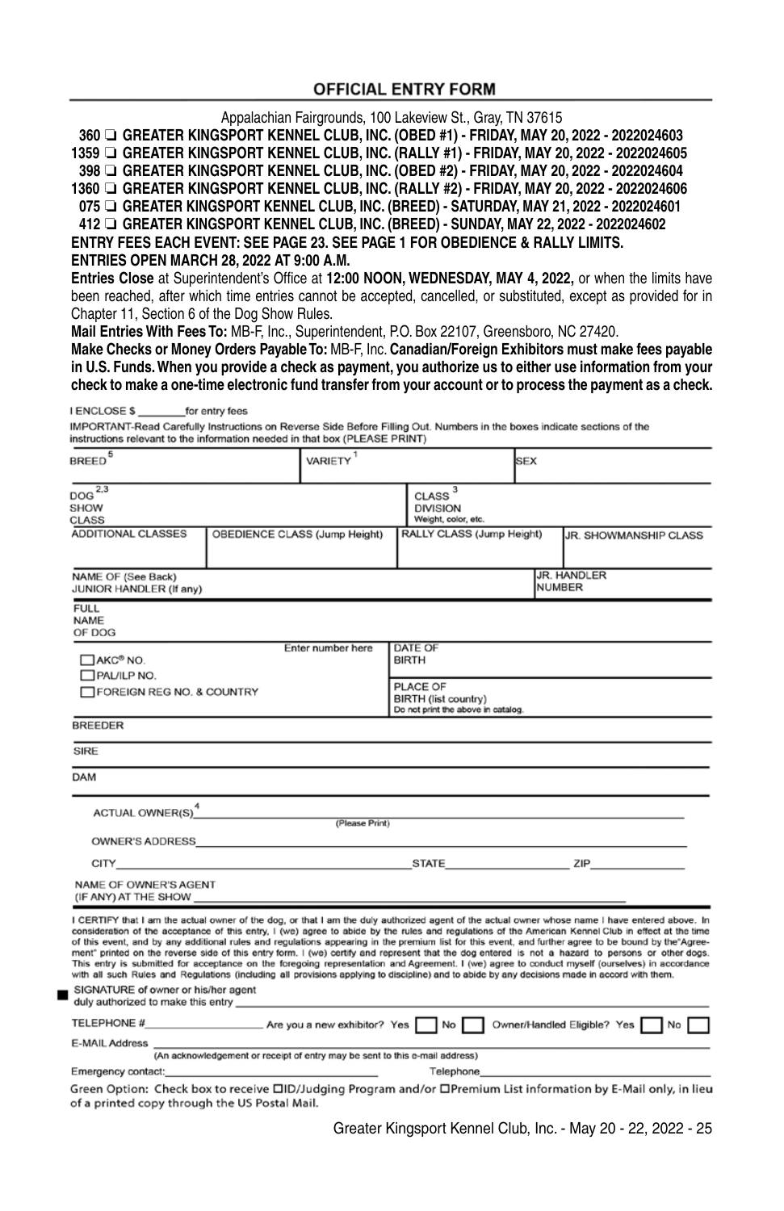## OFFICIAL ENTRY FORM

Appalachian Fairgrounds, 100 Lakeview St., Gray, TN 37615

**360 ❑ GREATER KINGSPORT KENNEL CLUB, INC. (OBED #1) - FRIDAY, MAY 20, 2022 - 2022024603**
**1359 ❑ GREATER KINGSPORT KENNEL CLUB, INC. (RALLY #1) - FRIDAY, MAY 20, 2022 - 2022024605**
**398 ❑ GREATER KINGSPORT KENNEL CLUB, INC. (OBED #2) - FRIDAY, MAY 20, 2022 - 2022024604**
**1360 ❑ GREATER KINGSPORT KENNEL CLUB, INC. (RALLY #2) - FRIDAY, MAY 20, 2022 - 2022024606**
**075 ❑ GREATER KINGSPORT KENNEL CLUB, INC. (BREED) - SATURDAY, MAY 21, 2022 - 2022024601**
**412 ❑ GREATER KINGSPORT KENNEL CLUB, INC. (BREED) - SUNDAY, MAY 22, 2022 - 2022024602**

**ENTRY FEES EACH EVENT: SEE PAGE 23. SEE PAGE 1 FOR OBEDIENCE & RALLY LIMITS.**
**ENTRIES OPEN MARCH 28, 2022 AT 9:00 A.M.**

**Entries Close** at Superintendent's Office at **12:00 NOON, WEDNESDAY, MAY 4, 2022,** or when the limits have been reached, after which time entries cannot be accepted, cancelled, or substituted, except as provided for in Chapter 11, Section 6 of the Dog Show Rules.

**Mail Entries With Fees To:** MB-F, Inc., Superintendent, P.O. Box 22107, Greensboro, NC 27420.

**Make Checks or Money Orders Payable To:** MB-F, Inc. **Canadian/Foreign Exhibitors must make fees payable in U.S. Funds. When you provide a check as payment, you authorize us to either use information from your check to make a one-time electronic fund transfer from your account or to process the payment as a check.**

I ENCLOSE $ ________ for entry fees

IMPORTANT-Read Carefully Instructions on Reverse Side Before Filling Out. Numbers in the boxes indicate sections of the instructions relevant to the information needed in that box (PLEASE PRINT)

| BREED [5] | VARIETY [1] | SEX |
|---|---|---|
| | | |

| DOG SHOW CLASS [2,3] | CLASS DIVISION Weight, color, etc. [3] |
|---|---|
| | |

| ADDITIONAL CLASSES | OBEDIENCE CLASS (Jump Height) | RALLY CLASS (Jump Height) | JR. SHOWMANSHIP CLASS |
|---|---|---|---|
| | | | |

| NAME OF (See Back) JUNIOR HANDLER (If any) | JR. HANDLER NUMBER |
|---|---|
| | |

FULL NAME OF DOG

| ☐ AKC® NO. ☐ PAL/ILP NO. ☐ FOREIGN REG NO. & COUNTRY — Enter number here | DATE OF BIRTH |
|---|---|
| | PLACE OF BIRTH (list country) Do not print the above in catalog. |

BREEDER

SIRE

DAM

ACTUAL OWNER(S) [4] ______________________ (Please Print)

OWNER'S ADDRESS ______________________

CITY ______________ STATE ______________ ZIP ______________

NAME OF OWNER'S AGENT (IF ANY) AT THE SHOW ______________________

I CERTIFY that I am the actual owner of the dog, or that I am the duly authorized agent of the actual owner whose name I have entered above. In consideration of the acceptance of this entry, I (we) agree to abide by the rules and regulations of the American Kennel Club in effect at the time of this event, and by any additional rules and regulations appearing in the premium list for this event, and further agree to be bound by the "Agreement" printed on the reverse side of this entry form. I (we) certify and represent that the dog entered is not a hazard to persons or other dogs. This entry is submitted for acceptance on the foregoing representation and Agreement. I (we) agree to conduct myself (ourselves) in accordance with all such Rules and Regulations (including all provisions applying to discipline) and to abide by any decisions made in accord with them.

SIGNATURE of owner or his/her agent duly authorized to make this entry ______________________

TELEPHONE # ______________ Are you a new exhibitor? Yes ☐ No ☐ Owner/Handled Eligible? Yes ☐ No ☐

E-MAIL Address ______________________
(An acknowledgement or receipt of entry may be sent to this e-mail address)

Emergency contact: ______________ Telephone ______________

Green Option: Check box to receive ☐ID/Judging Program and/or ☐Premium List information by E-Mail only, in lieu of a printed copy through the US Postal Mail.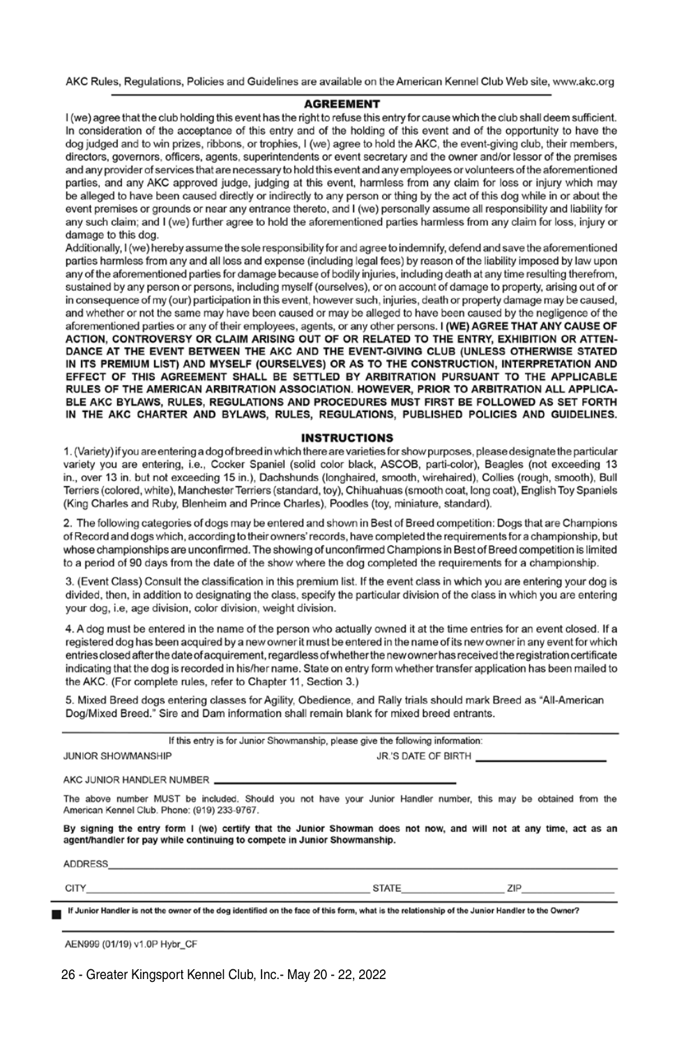AKC Rules, Regulations, Policies and Guidelines are available on the American Kennel Club Web site, www.akc.org

## AGREEMENT

I (we) agree that the club holding this event has the right to refuse this entry for cause which the club shall deem sufficient. In consideration of the acceptance of this entry and of the holding of this event and of the opportunity to have the dog judged and to win prizes, ribbons, or trophies, I (we) agree to hold the AKC, the event-giving club, their members, directors, governors, officers, agents, superintendents or event secretary and the owner and/or lessor of the premises and any provider of services that are necessary to hold this event and any employees or volunteers of the aforementioned parties, and any AKC approved judge, judging at this event, harmless from any claim for loss or injury which may be alleged to have been caused directly or indirectly to any person or thing by the act of this dog while in or about the event premises or grounds or near any entrance thereto, and I (we) personally assume all responsibility and liability for any such claim; and I (we) further agree to hold the aforementioned parties harmless from any claim for loss, injury or damage to this dog.

Additionally, I (we) hereby assume the sole responsibility for and agree to indemnify, defend and save the aforementioned parties harmless from any and all loss and expense (including legal fees) by reason of the liability imposed by law upon any of the aforementioned parties for damage because of bodily injuries, including death at any time resulting therefrom, sustained by any person or persons, including myself (ourselves), or on account of damage to property, arising out of or in consequence of my (our) participation in this event, however such, injuries, death or property damage may be caused, and whether or not the same may have been caused or may be alleged to have been caused by the negligence of the aforementioned parties or any of their employees, agents, or any other persons. **I (WE) AGREE THAT ANY CAUSE OF ACTION, CONTROVERSY OR CLAIM ARISING OUT OF OR RELATED TO THE ENTRY, EXHIBITION OR ATTENDANCE AT THE EVENT BETWEEN THE AKC AND THE EVENT-GIVING CLUB (UNLESS OTHERWISE STATED IN ITS PREMIUM LIST) AND MYSELF (OURSELVES) OR AS TO THE CONSTRUCTION, INTERPRETATION AND EFFECT OF THIS AGREEMENT SHALL BE SETTLED BY ARBITRATION PURSUANT TO THE APPLICABLE RULES OF THE AMERICAN ARBITRATION ASSOCIATION. HOWEVER, PRIOR TO ARBITRATION ALL APPLICABLE AKC BYLAWS, RULES, REGULATIONS AND PROCEDURES MUST FIRST BE FOLLOWED AS SET FORTH IN THE AKC CHARTER AND BYLAWS, RULES, REGULATIONS, PUBLISHED POLICIES AND GUIDELINES.**

## INSTRUCTIONS

1. (Variety) if you are entering a dog of breed in which there are varieties for show purposes, please designate the particular variety you are entering, i.e., Cocker Spaniel (solid color black, ASCOB, parti-color), Beagles (not exceeding 13 in., over 13 in. but not exceeding 15 in.), Dachshunds (longhaired, smooth, wirehaired), Collies (rough, smooth), Bull Terriers (colored, white), Manchester Terriers (standard, toy), Chihuahuas (smooth coat, long coat), English Toy Spaniels (King Charles and Ruby, Blenheim and Prince Charles), Poodles (toy, miniature, standard).

2. The following categories of dogs may be entered and shown in Best of Breed competition: Dogs that are Champions of Record and dogs which, according to their owners' records, have completed the requirements for a championship, but whose championships are unconfirmed. The showing of unconfirmed Champions in Best of Breed competition is limited to a period of 90 days from the date of the show where the dog completed the requirements for a championship.

3. (Event Class) Consult the classification in this premium list. If the event class in which you are entering your dog is divided, then, in addition to designating the class, specify the particular division of the class in which you are entering your dog, i.e, age division, color division, weight division.

4. A dog must be entered in the name of the person who actually owned it at the time entries for an event closed. If a registered dog has been acquired by a new owner it must be entered in the name of its new owner in any event for which entries closed after the date of acquirement, regardless of whether the new owner has received the registration certificate indicating that the dog is recorded in his/her name. State on entry form whether transfer application has been mailed to the AKC. (For complete rules, refer to Chapter 11, Section 3.)

5. Mixed Breed dogs entering classes for Agility, Obedience, and Rally trials should mark Breed as "All-American Dog/Mixed Breed." Sire and Dam information shall remain blank for mixed breed entrants.

---

If this entry is for Junior Showmanship, please give the following information:

JUNIOR SHOWMANSHIP JR.'S DATE OF BIRTH ____________________

AKC JUNIOR HANDLER NUMBER ____________________

The above number MUST be included. Should you not have your Junior Handler number, this may be obtained from the American Kennel Club. Phone: (919) 233-9767.

**By signing the entry form I (we) certify that the Junior Showman does not now, and will not at any time, act as an agent/handler for pay while continuing to compete in Junior Showmanship.**

ADDRESS____________________

CITY____________________ STATE____________________ ZIP____________________

**If Junior Handler is not the owner of the dog identified on the face of this form, what is the relationship of the Junior Handler to the Owner?**

---

AEN999 (01/19) v1.0P Hybr_CF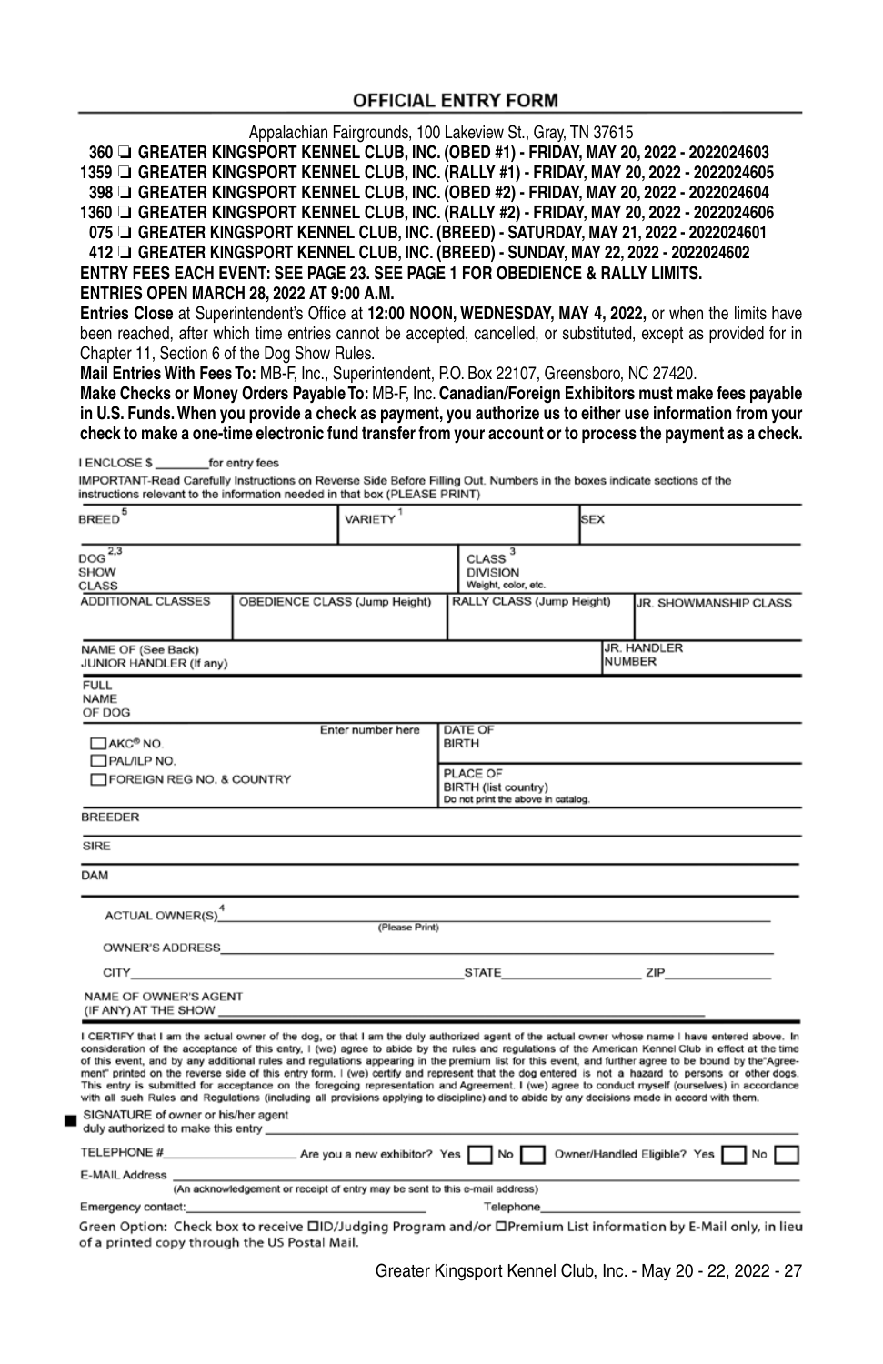## OFFICIAL ENTRY FORM

Appalachian Fairgrounds, 100 Lakeview St., Gray, TN 37615

**360 ❑ GREATER KINGSPORT KENNEL CLUB, INC. (OBED #1) - FRIDAY, MAY 20, 2022 - 2022024603**
**1359 ❑ GREATER KINGSPORT KENNEL CLUB, INC. (RALLY #1) - FRIDAY, MAY 20, 2022 - 2022024605**
**398 ❑ GREATER KINGSPORT KENNEL CLUB, INC. (OBED #2) - FRIDAY, MAY 20, 2022 - 2022024604**
**1360 ❑ GREATER KINGSPORT KENNEL CLUB, INC. (RALLY #2) - FRIDAY, MAY 20, 2022 - 2022024606**
**075 ❑ GREATER KINGSPORT KENNEL CLUB, INC. (BREED) - SATURDAY, MAY 21, 2022 - 2022024601**
**412 ❑ GREATER KINGSPORT KENNEL CLUB, INC. (BREED) - SUNDAY, MAY 22, 2022 - 2022024602**

**ENTRY FEES EACH EVENT: SEE PAGE 23. SEE PAGE 1 FOR OBEDIENCE & RALLY LIMITS.**
**ENTRIES OPEN MARCH 28, 2022 AT 9:00 A.M.**

**Entries Close** at Superintendent's Office at **12:00 NOON, WEDNESDAY, MAY 4, 2022,** or when the limits have been reached, after which time entries cannot be accepted, cancelled, or substituted, except as provided for in Chapter 11, Section 6 of the Dog Show Rules.

**Mail Entries With Fees To:** MB-F, Inc., Superintendent, P.O. Box 22107, Greensboro, NC 27420.

**Make Checks or Money Orders Payable To:** MB-F, Inc. **Canadian/Foreign Exhibitors must make fees payable in U.S. Funds. When you provide a check as payment, you authorize us to either use information from your check to make a one-time electronic fund transfer from your account or to process the payment as a check.**

I ENCLOSE $ ________ for entry fees

IMPORTANT-Read Carefully Instructions on Reverse Side Before Filling Out. Numbers in the boxes indicate sections of the instructions relevant to the information needed in that box (PLEASE PRINT)

| BREED [5] | VARIETY [1] | SEX |
|---|---|---|

| DOG [2,3] SHOW CLASS | CLASS [3] DIVISION Weight, color, etc. |
|---|---|

| ADDITIONAL CLASSES | OBEDIENCE CLASS (Jump Height) | RALLY CLASS (Jump Height) | JR. SHOWMANSHIP CLASS |
|---|---|---|---|

| NAME OF (See Back) JUNIOR HANDLER (If any) | JR. HANDLER NUMBER |
|---|---|

FULL NAME OF DOG

| ☐ AKC® NO. ☐ PAL/ILP NO. ☐ FOREIGN REG NO. & COUNTRY — Enter number here | DATE OF BIRTH |
|---|---|
| | PLACE OF BIRTH (list country) Do not print the above in catalog. |

BREEDER

SIRE

DAM

ACTUAL OWNER(S) [4] ____________________ (Please Print)

OWNER'S ADDRESS ____________________

CITY ____________________ STATE ____________ ZIP ____________

NAME OF OWNER'S AGENT (IF ANY) AT THE SHOW ____________________

I CERTIFY that I am the actual owner of the dog, or that I am the duly authorized agent of the actual owner whose name I have entered above. In consideration of the acceptance of this entry, I (we) agree to abide by the rules and regulations of the American Kennel Club in effect at the time of this event, and by any additional rules and regulations appearing in the premium list for this event, and further agree to be bound by the "Agreement" printed on the reverse side of this entry form. I (we) certify and represent that the dog entered is not a hazard to persons or other dogs. This entry is submitted for acceptance on the foregoing representation and Agreement. I (we) agree to conduct myself (ourselves) in accordance with all such Rules and Regulations (including all provisions applying to discipline) and to abide by any decisions made in accord with them.

SIGNATURE of owner or his/her agent duly authorized to make this entry ____________________

TELEPHONE # ____________ Are you a new exhibitor? Yes ☐ No ☐ Owner/Handled Eligible? Yes ☐ No ☐

E-MAIL Address ____________________
(An acknowledgement or receipt of entry may be sent to this e-mail address)

Emergency contact: ____________________ Telephone ____________________

Green Option: Check box to receive ☐ID/Judging Program and/or ☐Premium List information by E-Mail only, in lieu of a printed copy through the US Postal Mail.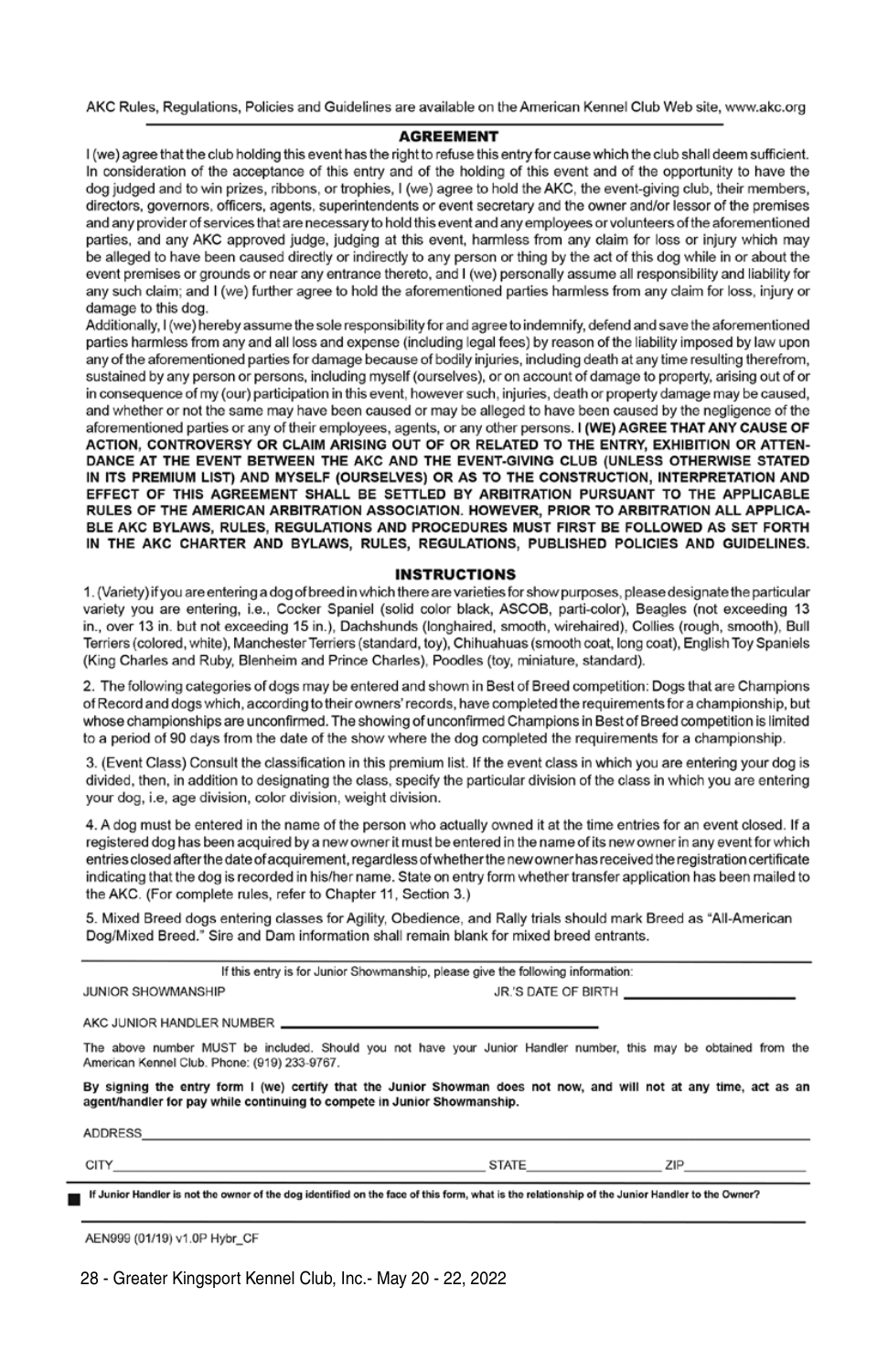AKC Rules, Regulations, Policies and Guidelines are available on the American Kennel Club Web site, www.akc.org

## AGREEMENT

I (we) agree that the club holding this event has the right to refuse this entry for cause which the club shall deem sufficient. In consideration of the acceptance of this entry and of the holding of this event and of the opportunity to have the dog judged and to win prizes, ribbons, or trophies, I (we) agree to hold the AKC, the event-giving club, their members, directors, governors, officers, agents, superintendents or event secretary and the owner and/or lessor of the premises and any provider of services that are necessary to hold this event and any employees or volunteers of the aforementioned parties, and any AKC approved judge, judging at this event, harmless from any claim for loss or injury which may be alleged to have been caused directly or indirectly to any person or thing by the act of this dog while in or about the event premises or grounds or near any entrance thereto, and I (we) personally assume all responsibility and liability for any such claim; and I (we) further agree to hold the aforementioned parties harmless from any claim for loss, injury or damage to this dog.

Additionally, I (we) hereby assume the sole responsibility for and agree to indemnify, defend and save the aforementioned parties harmless from any and all loss and expense (including legal fees) by reason of the liability imposed by law upon any of the aforementioned parties for damage because of bodily injuries, including death at any time resulting therefrom, sustained by any person or persons, including myself (ourselves), or on account of damage to property, arising out of or in consequence of my (our) participation in this event, however such, injuries, death or property damage may be caused, and whether or not the same may have been caused or may be alleged to have been caused by the negligence of the aforementioned parties or any of their employees, agents, or any other persons. **I (WE) AGREE THAT ANY CAUSE OF ACTION, CONTROVERSY OR CLAIM ARISING OUT OF OR RELATED TO THE ENTRY, EXHIBITION OR ATTENDANCE AT THE EVENT BETWEEN THE AKC AND THE EVENT-GIVING CLUB (UNLESS OTHERWISE STATED IN ITS PREMIUM LIST) AND MYSELF (OURSELVES) OR AS TO THE CONSTRUCTION, INTERPRETATION AND EFFECT OF THIS AGREEMENT SHALL BE SETTLED BY ARBITRATION PURSUANT TO THE APPLICABLE RULES OF THE AMERICAN ARBITRATION ASSOCIATION. HOWEVER, PRIOR TO ARBITRATION ALL APPLICABLE AKC BYLAWS, RULES, REGULATIONS AND PROCEDURES MUST FIRST BE FOLLOWED AS SET FORTH IN THE AKC CHARTER AND BYLAWS, RULES, REGULATIONS, PUBLISHED POLICIES AND GUIDELINES.**

## INSTRUCTIONS

1. (Variety) if you are entering a dog of breed in which there are varieties for show purposes, please designate the particular variety you are entering, i.e., Cocker Spaniel (solid color black, ASCOB, parti-color), Beagles (not exceeding 13 in., over 13 in. but not exceeding 15 in.), Dachshunds (longhaired, smooth, wirehaired), Collies (rough, smooth), Bull Terriers (colored, white), Manchester Terriers (standard, toy), Chihuahuas (smooth coat, long coat), English Toy Spaniels (King Charles and Ruby, Blenheim and Prince Charles), Poodles (toy, miniature, standard).

2. The following categories of dogs may be entered and shown in Best of Breed competition: Dogs that are Champions of Record and dogs which, according to their owners' records, have completed the requirements for a championship, but whose championships are unconfirmed. The showing of unconfirmed Champions in Best of Breed competition is limited to a period of 90 days from the date of the show where the dog completed the requirements for a championship.

3. (Event Class) Consult the classification in this premium list. If the event class in which you are entering your dog is divided, then, in addition to designating the class, specify the particular division of the class in which you are entering your dog, i.e, age division, color division, weight division.

4. A dog must be entered in the name of the person who actually owned it at the time entries for an event closed. If a registered dog has been acquired by a new owner it must be entered in the name of its new owner in any event for which entries closed after the date of acquirement, regardless of whether the new owner has received the registration certificate indicating that the dog is recorded in his/her name. State on entry form whether transfer application has been mailed to the AKC. (For complete rules, refer to Chapter 11, Section 3.)

5. Mixed Breed dogs entering classes for Agility, Obedience, and Rally trials should mark Breed as "All-American Dog/Mixed Breed." Sire and Dam information shall remain blank for mixed breed entrants.

If this entry is for Junior Showmanship, please give the following information:

JUNIOR SHOWMANSHIP JR.'S DATE OF BIRTH ____________________

AKC JUNIOR HANDLER NUMBER ____________________

The above number MUST be included. Should you not have your Junior Handler number, this may be obtained from the American Kennel Club. Phone: (919) 233-9767.

**By signing the entry form I (we) certify that the Junior Showman does not now, and will not at any time, act as an agent/handler for pay while continuing to compete in Junior Showmanship.**

ADDRESS ____________________

CITY ____________________ STATE ____________ ZIP ____________

**If Junior Handler is not the owner of the dog identified on the face of this form, what is the relationship of the Junior Handler to the Owner?**

AEN999 (01/19) v1.0P Hybr_CF